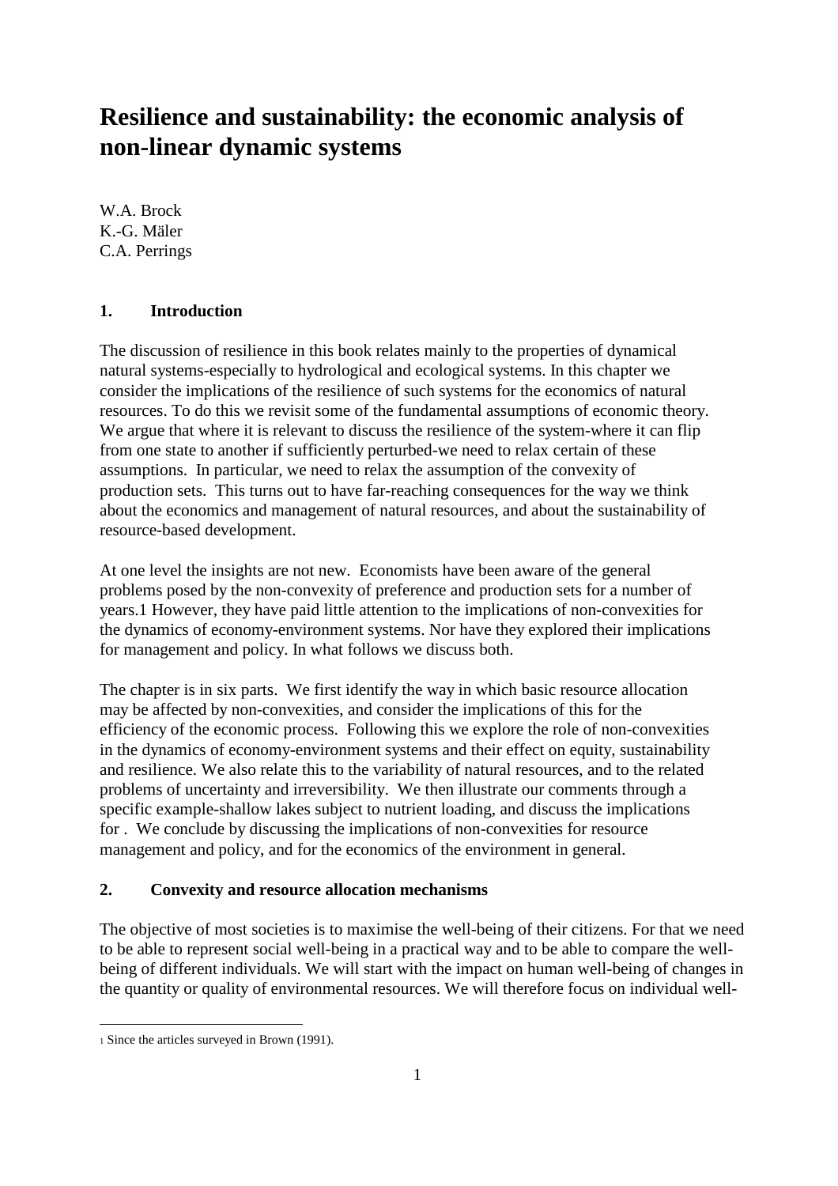# Resilience and sustainability: the economic analysis of non-linear dynamic systems

W.A. Brock
K.-G. Mäler
C.A. Perrings

## 1. Introduction

The discussion of resilience in this book relates mainly to the properties of dynamical natural systems-especially to hydrological and ecological systems. In this chapter we consider the implications of the resilience of such systems for the economics of natural resources. To do this we revisit some of the fundamental assumptions of economic theory. We argue that where it is relevant to discuss the resilience of the system-where it can flip from one state to another if sufficiently perturbed-we need to relax certain of these assumptions. In particular, we need to relax the assumption of the convexity of production sets. This turns out to have far-reaching consequences for the way we think about the economics and management of natural resources, and about the sustainability of resource-based development.

At one level the insights are not new. Economists have been aware of the general problems posed by the non-convexity of preference and production sets for a number of years.[1] However, they have paid little attention to the implications of non-convexities for the dynamics of economy-environment systems. Nor have they explored their implications for management and policy. In what follows we discuss both.

The chapter is in six parts. We first identify the way in which basic resource allocation may be affected by non-convexities, and consider the implications of this for the efficiency of the economic process. Following this we explore the role of non-convexities in the dynamics of economy-environment systems and their effect on equity, sustainability and resilience. We also relate this to the variability of natural resources, and to the related problems of uncertainty and irreversibility. We then illustrate our comments through a specific example-shallow lakes subject to nutrient loading, and discuss the implications for . We conclude by discussing the implications of non-convexities for resource management and policy, and for the economics of the environment in general.

## 2. Convexity and resource allocation mechanisms

The objective of most societies is to maximise the well-being of their citizens. For that we need to be able to represent social well-being in a practical way and to be able to compare the well-being of different individuals. We will start with the impact on human well-being of changes in the quantity or quality of environmental resources. We will therefore focus on individual well-

[1] Since the articles surveyed in Brown (1991).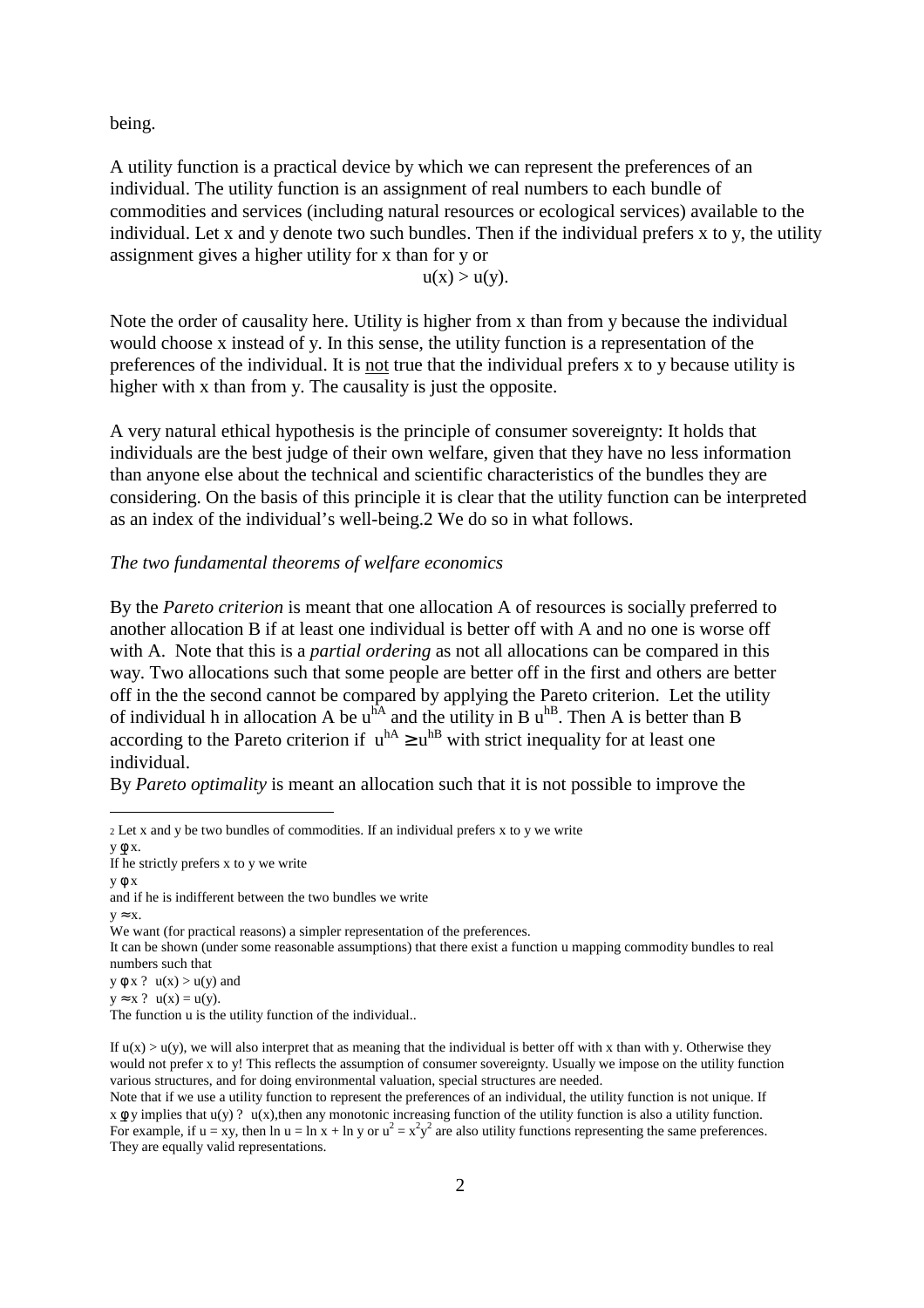being.

A utility function is a practical device by which we can represent the preferences of an individual. The utility function is an assignment of real numbers to each bundle of commodities and services (including natural resources or ecological services) available to the individual. Let x and y denote two such bundles. Then if the individual prefers x to y, the utility assignment gives a higher utility for x than for y or

$$u(x) > u(y).$$

Note the order of causality here. Utility is higher from x than from y because the individual would choose x instead of y. In this sense, the utility function is a representation of the preferences of the individual. It is not true that the individual prefers x to y because utility is higher with x than from y. The causality is just the opposite.

A very natural ethical hypothesis is the principle of consumer sovereignty: It holds that individuals are the best judge of their own welfare, given that they have no less information than anyone else about the technical and scientific characteristics of the bundles they are considering. On the basis of this principle it is clear that the utility function can be interpreted as an index of the individual's well-being.[2] We do so in what follows.

*The two fundamental theorems of welfare economics*

By the *Pareto criterion* is meant that one allocation A of resources is socially preferred to another allocation B if at least one individual is better off with A and no one is worse off with A. Note that this is a *partial ordering* as not all allocations can be compared in this way. Two allocations such that some people are better off in the first and others are better off in the the second cannot be compared by applying the Pareto criterion. Let the utility of individual h in allocation A be $u^{hA}$ and the utility in B $u^{hB}$. Then A is better than B according to the Pareto criterion if $u^{hA} \geq u^{hB}$ with strict inequality for at least one individual.

By *Pareto optimality* is meant an allocation such that it is not possible to improve the

---

[2] Let x and y be two bundles of commodities. If an individual prefers x to y we write

$y \precsim x$.

If he strictly prefers x to y we write

$y \prec x$

and if he is indifferent between the two bundles we write

$y \approx x$.

We want (for practical reasons) a simpler representation of the preferences.

It can be shown (under some reasonable assumptions) that there exist a function u mapping commodity bundles to real numbers such that

$y \prec x \Leftrightarrow u(x) > u(y)$ and

$y \approx x \Leftrightarrow u(x) = u(y)$.

The function u is the utility function of the individual..

If $u(x) > u(y)$, we will also interpret that as meaning that the individual is better off with x than with y. Otherwise they would not prefer x to y! This reflects the assumption of consumer sovereignty. Usually we impose on the utility function various structures, and for doing environmental valuation, special structures are needed.

Note that if we use a utility function to represent the preferences of an individual, the utility function is not unique. If $x \precsim y$ implies that $u(y) \geq u(x)$, then any monotonic increasing function of the utility function is also a utility function. For example, if $u = xy$, then $\ln u = \ln x + \ln y$ or $u^2 = x^2y^2$ are also utility functions representing the same preferences. They are equally valid representations.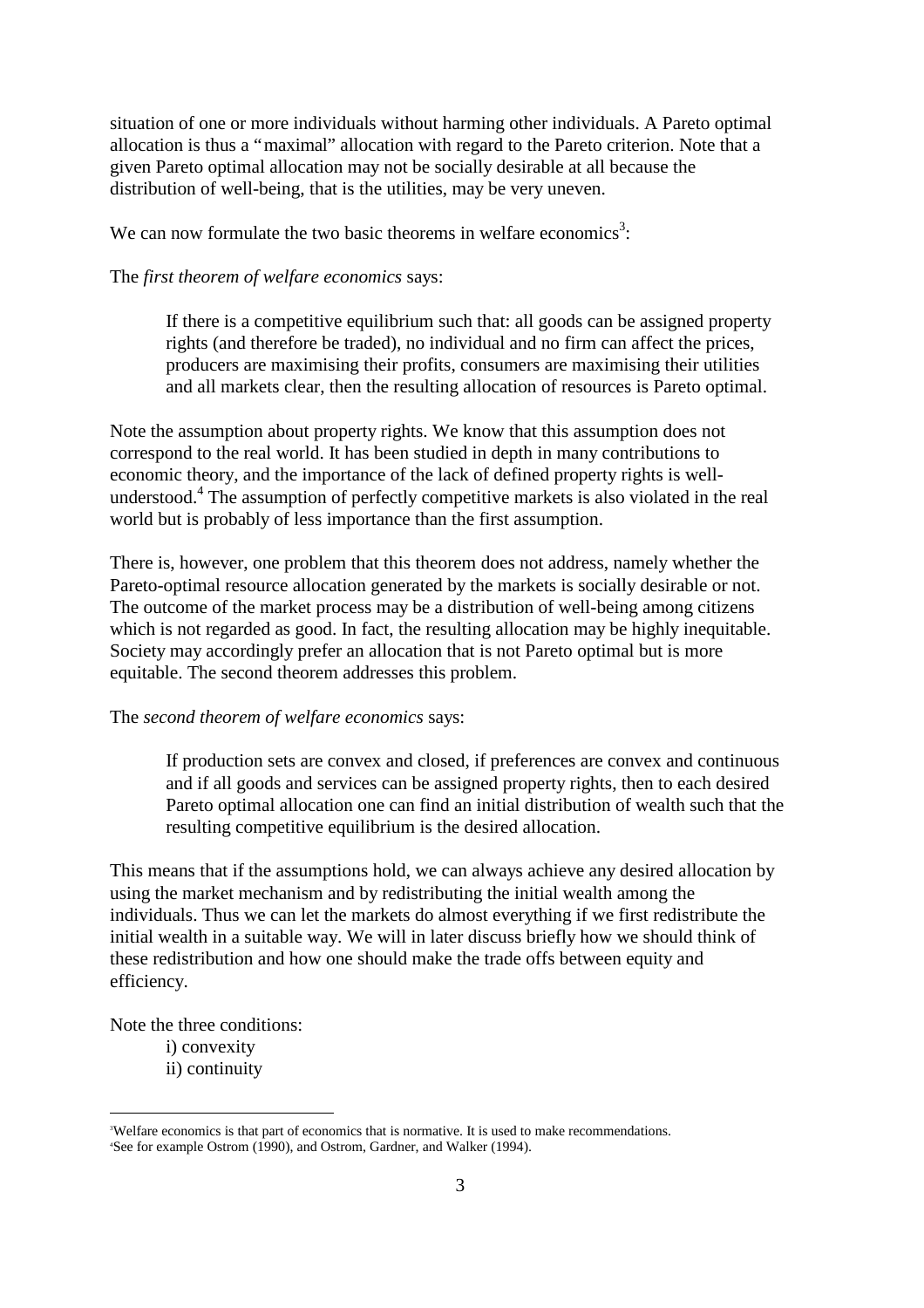situation of one or more individuals without harming other individuals. A Pareto optimal allocation is thus a "maximal" allocation with regard to the Pareto criterion. Note that a given Pareto optimal allocation may not be socially desirable at all because the distribution of well-being, that is the utilities, may be very uneven.

We can now formulate the two basic theorems in welfare economics[3]:

The *first theorem of welfare economics* says:

> If there is a competitive equilibrium such that: all goods can be assigned property rights (and therefore be traded), no individual and no firm can affect the prices, producers are maximising their profits, consumers are maximising their utilities and all markets clear, then the resulting allocation of resources is Pareto optimal.

Note the assumption about property rights. We know that this assumption does not correspond to the real world. It has been studied in depth in many contributions to economic theory, and the importance of the lack of defined property rights is well-understood.[4] The assumption of perfectly competitive markets is also violated in the real world but is probably of less importance than the first assumption.

There is, however, one problem that this theorem does not address, namely whether the Pareto-optimal resource allocation generated by the markets is socially desirable or not. The outcome of the market process may be a distribution of well-being among citizens which is not regarded as good. In fact, the resulting allocation may be highly inequitable. Society may accordingly prefer an allocation that is not Pareto optimal but is more equitable. The second theorem addresses this problem.

The *second theorem of welfare economics* says:

> If production sets are convex and closed, if preferences are convex and continuous and if all goods and services can be assigned property rights, then to each desired Pareto optimal allocation one can find an initial distribution of wealth such that the resulting competitive equilibrium is the desired allocation.

This means that if the assumptions hold, we can always achieve any desired allocation by using the market mechanism and by redistributing the initial wealth among the individuals. Thus we can let the markets do almost everything if we first redistribute the initial wealth in a suitable way. We will in later discuss briefly how we should think of these redistribution and how one should make the trade offs between equity and efficiency.

Note the three conditions:

i) convexity
ii) continuity

---

[3] Welfare economics is that part of economics that is normative. It is used to make recommendations.

[4] See for example Ostrom (1990), and Ostrom, Gardner, and Walker (1994).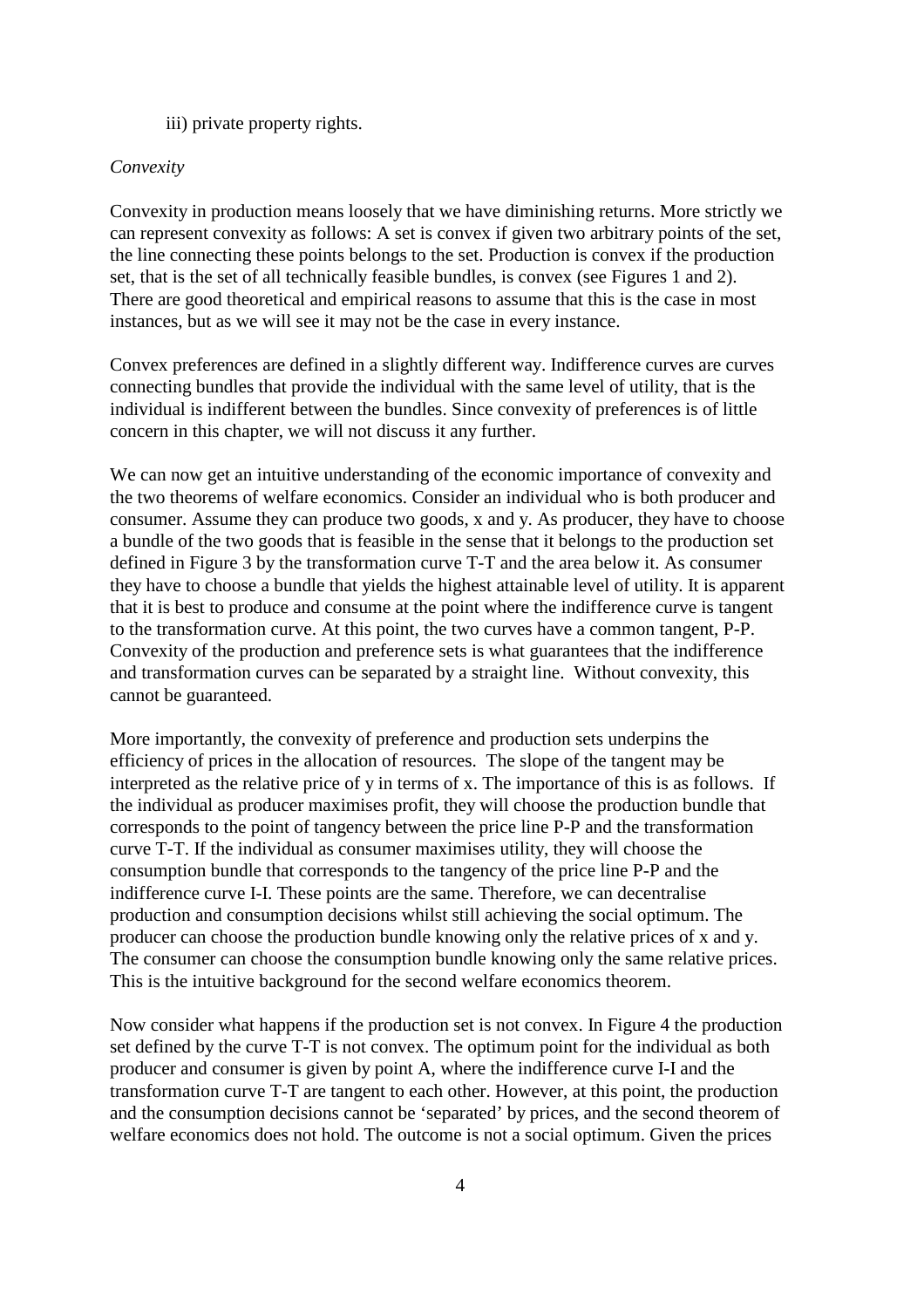iii) private property rights.

*Convexity*

Convexity in production means loosely that we have diminishing returns. More strictly we can represent convexity as follows: A set is convex if given two arbitrary points of the set, the line connecting these points belongs to the set. Production is convex if the production set, that is the set of all technically feasible bundles, is convex (see Figures 1 and 2). There are good theoretical and empirical reasons to assume that this is the case in most instances, but as we will see it may not be the case in every instance.

Convex preferences are defined in a slightly different way. Indifference curves are curves connecting bundles that provide the individual with the same level of utility, that is the individual is indifferent between the bundles. Since convexity of preferences is of little concern in this chapter, we will not discuss it any further.

We can now get an intuitive understanding of the economic importance of convexity and the two theorems of welfare economics. Consider an individual who is both producer and consumer. Assume they can produce two goods, x and y. As producer, they have to choose a bundle of the two goods that is feasible in the sense that it belongs to the production set defined in Figure 3 by the transformation curve T-T and the area below it. As consumer they have to choose a bundle that yields the highest attainable level of utility. It is apparent that it is best to produce and consume at the point where the indifference curve is tangent to the transformation curve. At this point, the two curves have a common tangent, P-P. Convexity of the production and preference sets is what guarantees that the indifference and transformation curves can be separated by a straight line. Without convexity, this cannot be guaranteed.

More importantly, the convexity of preference and production sets underpins the efficiency of prices in the allocation of resources. The slope of the tangent may be interpreted as the relative price of y in terms of x. The importance of this is as follows. If the individual as producer maximises profit, they will choose the production bundle that corresponds to the point of tangency between the price line P-P and the transformation curve T-T. If the individual as consumer maximises utility, they will choose the consumption bundle that corresponds to the tangency of the price line P-P and the indifference curve I-I. These points are the same. Therefore, we can decentralise production and consumption decisions whilst still achieving the social optimum. The producer can choose the production bundle knowing only the relative prices of x and y. The consumer can choose the consumption bundle knowing only the same relative prices. This is the intuitive background for the second welfare economics theorem.

Now consider what happens if the production set is not convex. In Figure 4 the production set defined by the curve T-T is not convex. The optimum point for the individual as both producer and consumer is given by point A, where the indifference curve I-I and the transformation curve T-T are tangent to each other. However, at this point, the production and the consumption decisions cannot be 'separated' by prices, and the second theorem of welfare economics does not hold. The outcome is not a social optimum. Given the prices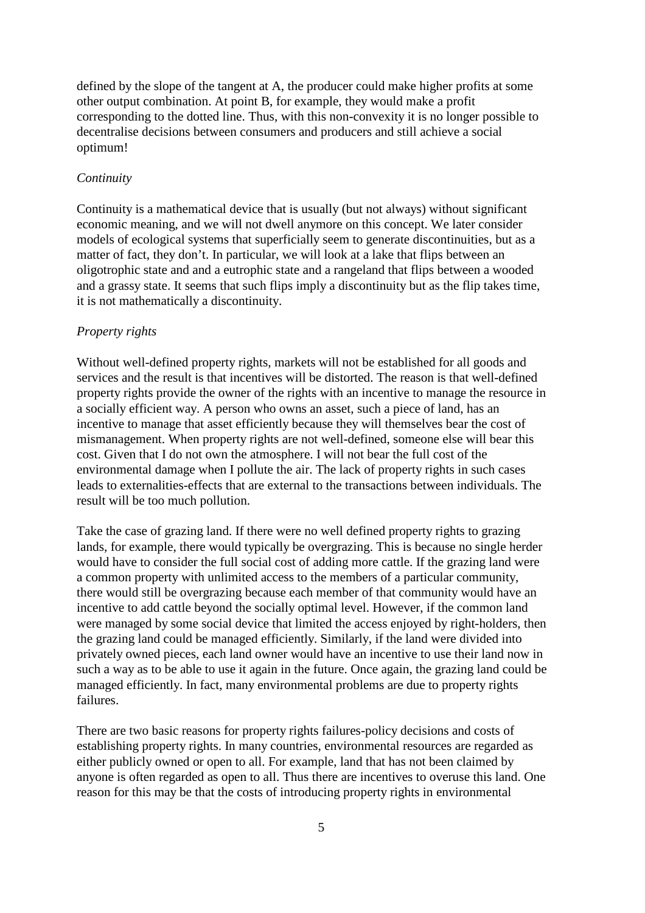defined by the slope of the tangent at A, the producer could make higher profits at some other output combination. At point B, for example, they would make a profit corresponding to the dotted line. Thus, with this non-convexity it is no longer possible to decentralise decisions between consumers and producers and still achieve a social optimum!

*Continuity*

Continuity is a mathematical device that is usually (but not always) without significant economic meaning, and we will not dwell anymore on this concept. We later consider models of ecological systems that superficially seem to generate discontinuities, but as a matter of fact, they don't. In particular, we will look at a lake that flips between an oligotrophic state and and a eutrophic state and a rangeland that flips between a wooded and a grassy state. It seems that such flips imply a discontinuity but as the flip takes time, it is not mathematically a discontinuity.

*Property rights*

Without well-defined property rights, markets will not be established for all goods and services and the result is that incentives will be distorted. The reason is that well-defined property rights provide the owner of the rights with an incentive to manage the resource in a socially efficient way. A person who owns an asset, such a piece of land, has an incentive to manage that asset efficiently because they will themselves bear the cost of mismanagement. When property rights are not well-defined, someone else will bear this cost. Given that I do not own the atmosphere. I will not bear the full cost of the environmental damage when I pollute the air. The lack of property rights in such cases leads to externalities-effects that are external to the transactions between individuals. The result will be too much pollution.

Take the case of grazing land. If there were no well defined property rights to grazing lands, for example, there would typically be overgrazing. This is because no single herder would have to consider the full social cost of adding more cattle. If the grazing land were a common property with unlimited access to the members of a particular community, there would still be overgrazing because each member of that community would have an incentive to add cattle beyond the socially optimal level. However, if the common land were managed by some social device that limited the access enjoyed by right-holders, then the grazing land could be managed efficiently. Similarly, if the land were divided into privately owned pieces, each land owner would have an incentive to use their land now in such a way as to be able to use it again in the future. Once again, the grazing land could be managed efficiently. In fact, many environmental problems are due to property rights failures.

There are two basic reasons for property rights failures-policy decisions and costs of establishing property rights. In many countries, environmental resources are regarded as either publicly owned or open to all. For example, land that has not been claimed by anyone is often regarded as open to all. Thus there are incentives to overuse this land. One reason for this may be that the costs of introducing property rights in environmental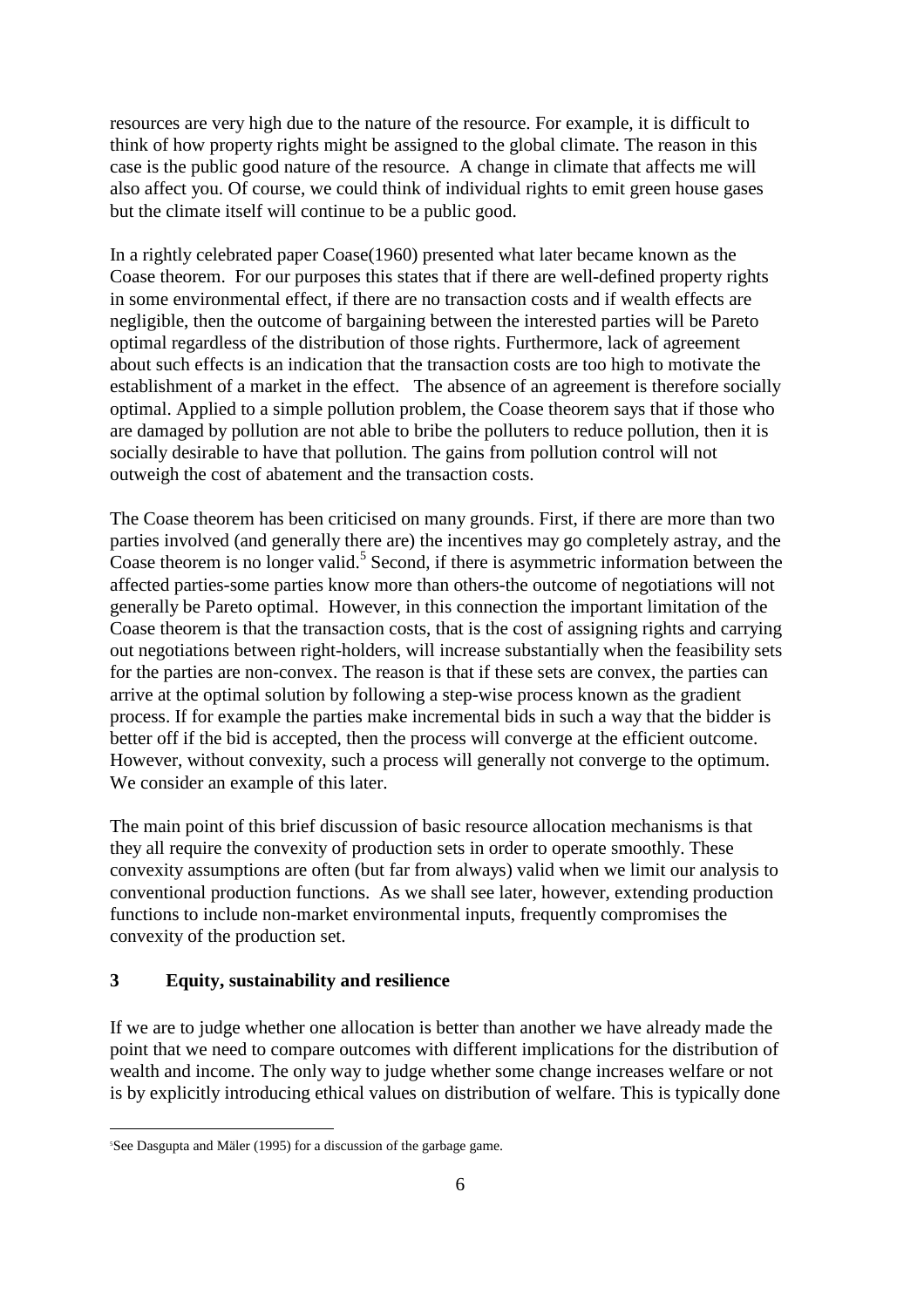resources are very high due to the nature of the resource. For example, it is difficult to think of how property rights might be assigned to the global climate. The reason in this case is the public good nature of the resource. A change in climate that affects me will also affect you. Of course, we could think of individual rights to emit green house gases but the climate itself will continue to be a public good.

In a rightly celebrated paper Coase(1960) presented what later became known as the Coase theorem. For our purposes this states that if there are well-defined property rights in some environmental effect, if there are no transaction costs and if wealth effects are negligible, then the outcome of bargaining between the interested parties will be Pareto optimal regardless of the distribution of those rights. Furthermore, lack of agreement about such effects is an indication that the transaction costs are too high to motivate the establishment of a market in the effect. The absence of an agreement is therefore socially optimal. Applied to a simple pollution problem, the Coase theorem says that if those who are damaged by pollution are not able to bribe the polluters to reduce pollution, then it is socially desirable to have that pollution. The gains from pollution control will not outweigh the cost of abatement and the transaction costs.

The Coase theorem has been criticised on many grounds. First, if there are more than two parties involved (and generally there are) the incentives may go completely astray, and the Coase theorem is no longer valid.[5] Second, if there is asymmetric information between the affected parties-some parties know more than others-the outcome of negotiations will not generally be Pareto optimal. However, in this connection the important limitation of the Coase theorem is that the transaction costs, that is the cost of assigning rights and carrying out negotiations between right-holders, will increase substantially when the feasibility sets for the parties are non-convex. The reason is that if these sets are convex, the parties can arrive at the optimal solution by following a step-wise process known as the gradient process. If for example the parties make incremental bids in such a way that the bidder is better off if the bid is accepted, then the process will converge at the efficient outcome. However, without convexity, such a process will generally not converge to the optimum. We consider an example of this later.

The main point of this brief discussion of basic resource allocation mechanisms is that they all require the convexity of production sets in order to operate smoothly. These convexity assumptions are often (but far from always) valid when we limit our analysis to conventional production functions. As we shall see later, however, extending production functions to include non-market environmental inputs, frequently compromises the convexity of the production set.

## 3 Equity, sustainability and resilience

If we are to judge whether one allocation is better than another we have already made the point that we need to compare outcomes with different implications for the distribution of wealth and income. The only way to judge whether some change increases welfare or not is by explicitly introducing ethical values on distribution of welfare. This is typically done

[5] See Dasgupta and Mäler (1995) for a discussion of the garbage game.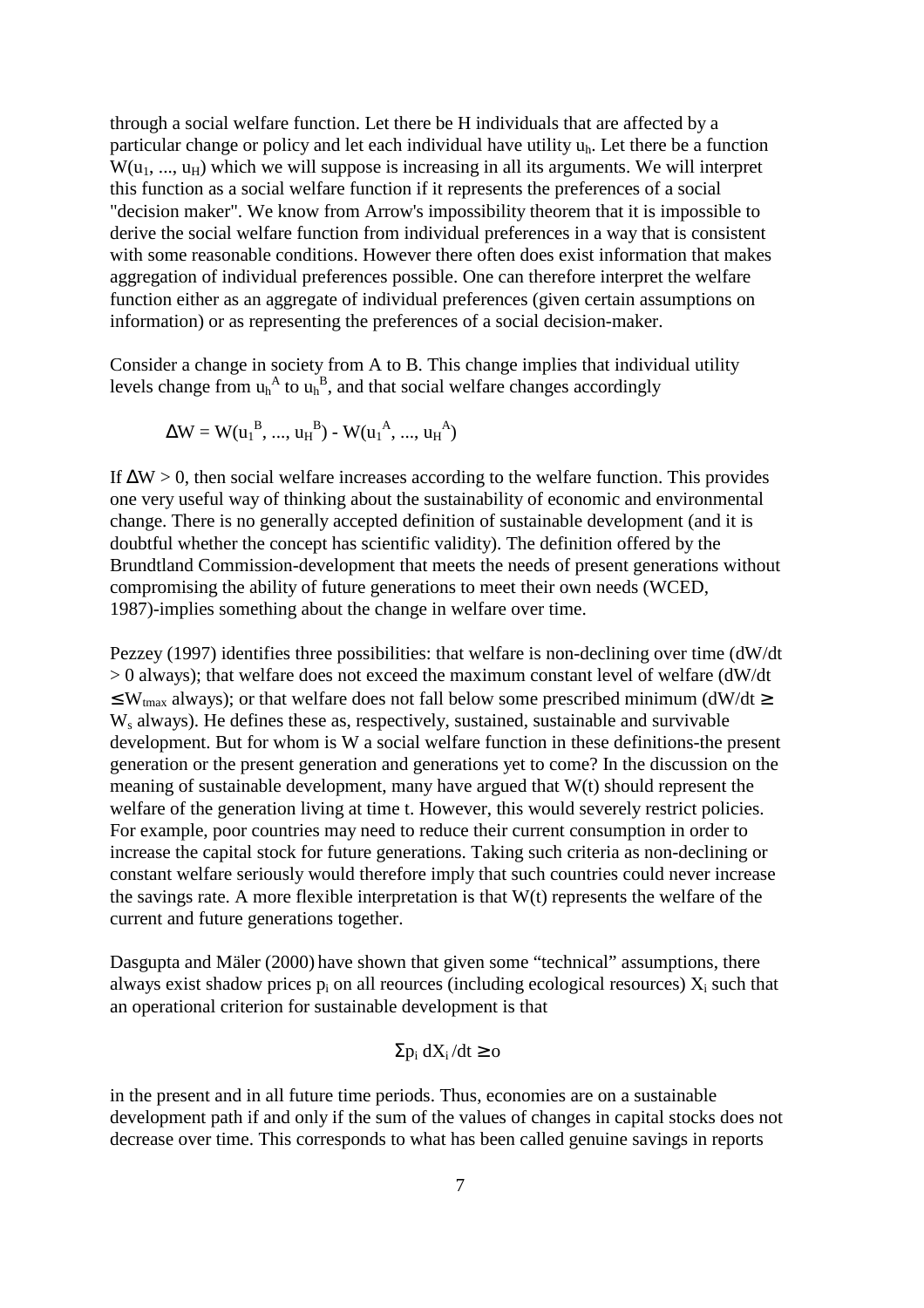through a social welfare function. Let there be H individuals that are affected by a particular change or policy and let each individual have utility $u_h$. Let there be a function $W(u_1, ..., u_H)$ which we will suppose is increasing in all its arguments. We will interpret this function as a social welfare function if it represents the preferences of a social "decision maker". We know from Arrow's impossibility theorem that it is impossible to derive the social welfare function from individual preferences in a way that is consistent with some reasonable conditions. However there often does exist information that makes aggregation of individual preferences possible. One can therefore interpret the welfare function either as an aggregate of individual preferences (given certain assumptions on information) or as representing the preferences of a social decision-maker.

Consider a change in society from A to B. This change implies that individual utility levels change from $u_h^A$ to $u_h^B$, and that social welfare changes accordingly

$$\Delta W = W(u_1^B, ..., u_H^B) - W(u_1^A, ..., u_H^A)$$

If $\Delta W > 0$, then social welfare increases according to the welfare function. This provides one very useful way of thinking about the sustainability of economic and environmental change. There is no generally accepted definition of sustainable development (and it is doubtful whether the concept has scientific validity). The definition offered by the Brundtland Commission-development that meets the needs of present generations without compromising the ability of future generations to meet their own needs (WCED, 1987)-implies something about the change in welfare over time.

Pezzey (1997) identifies three possibilities: that welfare is non-declining over time ($dW/dt > 0$ always); that welfare does not exceed the maximum constant level of welfare ($dW/dt \leq W_{tmax}$ always); or that welfare does not fall below some prescribed minimum ($dW/dt \geq W_s$ always). He defines these as, respectively, sustained, sustainable and survivable development. But for whom is W a social welfare function in these definitions-the present generation or the present generation and generations yet to come? In the discussion on the meaning of sustainable development, many have argued that $W(t)$ should represent the welfare of the generation living at time t. However, this would severely restrict policies. For example, poor countries may need to reduce their current consumption in order to increase the capital stock for future generations. Taking such criteria as non-declining or constant welfare seriously would therefore imply that such countries could never increase the savings rate. A more flexible interpretation is that $W(t)$ represents the welfare of the current and future generations together.

Dasgupta and Mäler (2000) have shown that given some "technical" assumptions, there always exist shadow prices $p_i$ on all reources (including ecological resources) $X_i$ such that an operational criterion for sustainable development is that

$$\Sigma p_i \, dX_i/dt \geq o$$

in the present and in all future time periods. Thus, economies are on a sustainable development path if and only if the sum of the values of changes in capital stocks does not decrease over time. This corresponds to what has been called genuine savings in reports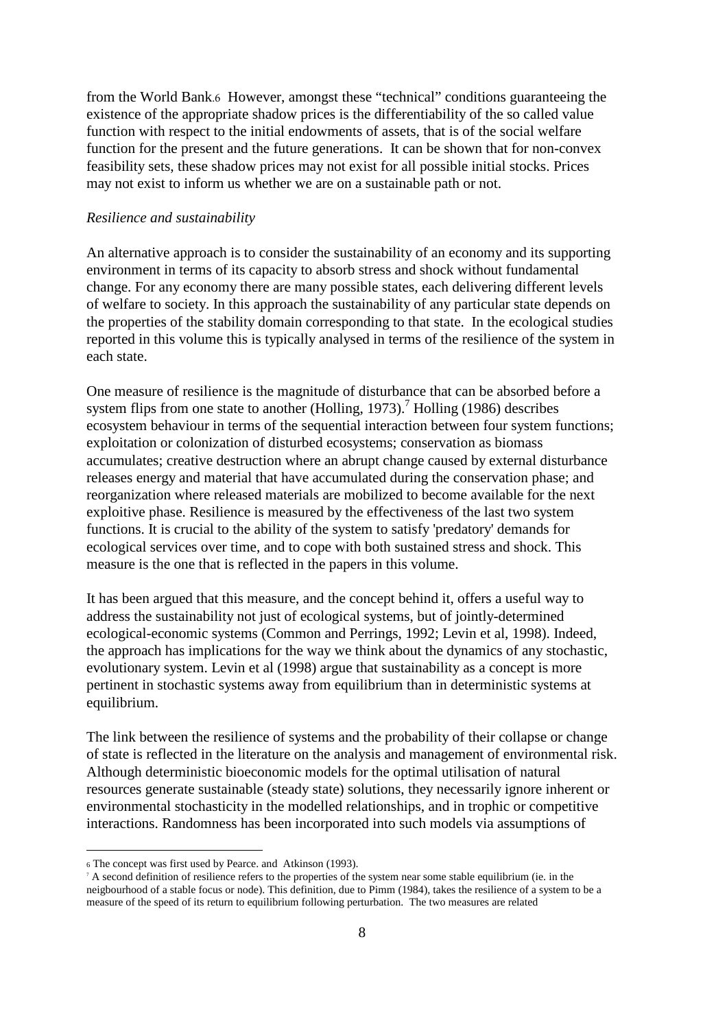from the World Bank.[6] However, amongst these "technical" conditions guaranteeing the existence of the appropriate shadow prices is the differentiability of the so called value function with respect to the initial endowments of assets, that is of the social welfare function for the present and the future generations. It can be shown that for non-convex feasibility sets, these shadow prices may not exist for all possible initial stocks. Prices may not exist to inform us whether we are on a sustainable path or not.

*Resilience and sustainability*

An alternative approach is to consider the sustainability of an economy and its supporting environment in terms of its capacity to absorb stress and shock without fundamental change. For any economy there are many possible states, each delivering different levels of welfare to society. In this approach the sustainability of any particular state depends on the properties of the stability domain corresponding to that state. In the ecological studies reported in this volume this is typically analysed in terms of the resilience of the system in each state.

One measure of resilience is the magnitude of disturbance that can be absorbed before a system flips from one state to another (Holling, 1973).[7] Holling (1986) describes ecosystem behaviour in terms of the sequential interaction between four system functions; exploitation or colonization of disturbed ecosystems; conservation as biomass accumulates; creative destruction where an abrupt change caused by external disturbance releases energy and material that have accumulated during the conservation phase; and reorganization where released materials are mobilized to become available for the next exploitive phase. Resilience is measured by the effectiveness of the last two system functions. It is crucial to the ability of the system to satisfy 'predatory' demands for ecological services over time, and to cope with both sustained stress and shock. This measure is the one that is reflected in the papers in this volume.

It has been argued that this measure, and the concept behind it, offers a useful way to address the sustainability not just of ecological systems, but of jointly-determined ecological-economic systems (Common and Perrings, 1992; Levin et al, 1998). Indeed, the approach has implications for the way we think about the dynamics of any stochastic, evolutionary system. Levin et al (1998) argue that sustainability as a concept is more pertinent in stochastic systems away from equilibrium than in deterministic systems at equilibrium.

The link between the resilience of systems and the probability of their collapse or change of state is reflected in the literature on the analysis and management of environmental risk. Although deterministic bioeconomic models for the optimal utilisation of natural resources generate sustainable (steady state) solutions, they necessarily ignore inherent or environmental stochasticity in the modelled relationships, and in trophic or competitive interactions. Randomness has been incorporated into such models via assumptions of

---

[6] The concept was first used by Pearce. and Atkinson (1993).

[7] A second definition of resilience refers to the properties of the system near some stable equilibrium (ie. in the neigbourhood of a stable focus or node). This definition, due to Pimm (1984), takes the resilience of a system to be a measure of the speed of its return to equilibrium following perturbation. The two measures are related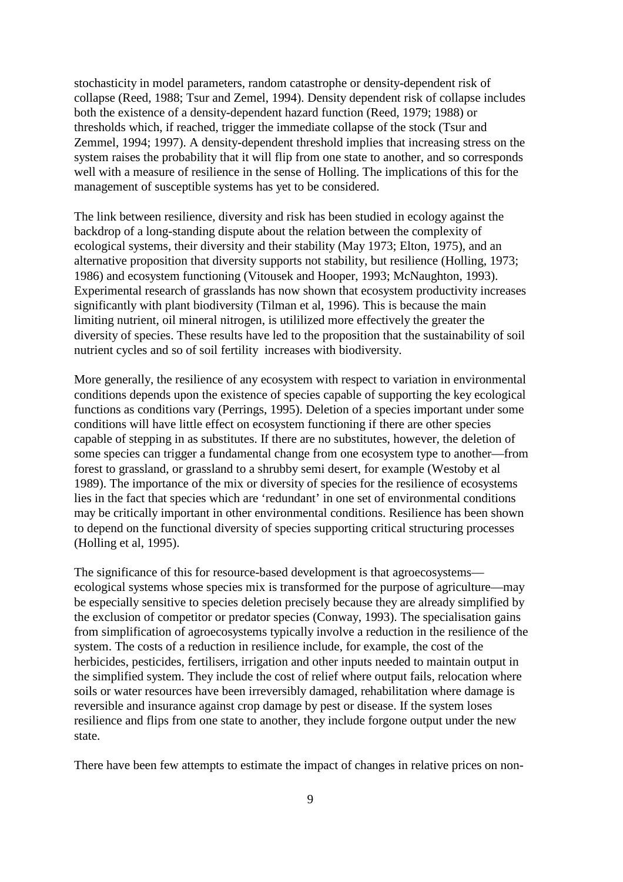stochasticity in model parameters, random catastrophe or density-dependent risk of collapse (Reed, 1988; Tsur and Zemel, 1994). Density dependent risk of collapse includes both the existence of a density-dependent hazard function (Reed, 1979; 1988) or thresholds which, if reached, trigger the immediate collapse of the stock (Tsur and Zemmel, 1994; 1997). A density-dependent threshold implies that increasing stress on the system raises the probability that it will flip from one state to another, and so corresponds well with a measure of resilience in the sense of Holling. The implications of this for the management of susceptible systems has yet to be considered.

The link between resilience, diversity and risk has been studied in ecology against the backdrop of a long-standing dispute about the relation between the complexity of ecological systems, their diversity and their stability (May 1973; Elton, 1975), and an alternative proposition that diversity supports not stability, but resilience (Holling, 1973; 1986) and ecosystem functioning (Vitousek and Hooper, 1993; McNaughton, 1993). Experimental research of grasslands has now shown that ecosystem productivity increases significantly with plant biodiversity (Tilman et al, 1996). This is because the main limiting nutrient, oil mineral nitrogen, is utililized more effectively the greater the diversity of species. These results have led to the proposition that the sustainability of soil nutrient cycles and so of soil fertility increases with biodiversity.

More generally, the resilience of any ecosystem with respect to variation in environmental conditions depends upon the existence of species capable of supporting the key ecological functions as conditions vary (Perrings, 1995). Deletion of a species important under some conditions will have little effect on ecosystem functioning if there are other species capable of stepping in as substitutes. If there are no substitutes, however, the deletion of some species can trigger a fundamental change from one ecosystem type to another—from forest to grassland, or grassland to a shrubby semi desert, for example (Westoby et al 1989). The importance of the mix or diversity of species for the resilience of ecosystems lies in the fact that species which are 'redundant' in one set of environmental conditions may be critically important in other environmental conditions. Resilience has been shown to depend on the functional diversity of species supporting critical structuring processes (Holling et al, 1995).

The significance of this for resource-based development is that agroecosystems—ecological systems whose species mix is transformed for the purpose of agriculture—may be especially sensitive to species deletion precisely because they are already simplified by the exclusion of competitor or predator species (Conway, 1993). The specialisation gains from simplification of agroecosystems typically involve a reduction in the resilience of the system. The costs of a reduction in resilience include, for example, the cost of the herbicides, pesticides, fertilisers, irrigation and other inputs needed to maintain output in the simplified system. They include the cost of relief where output fails, relocation where soils or water resources have been irreversibly damaged, rehabilitation where damage is reversible and insurance against crop damage by pest or disease. If the system loses resilience and flips from one state to another, they include forgone output under the new state.

There have been few attempts to estimate the impact of changes in relative prices on non-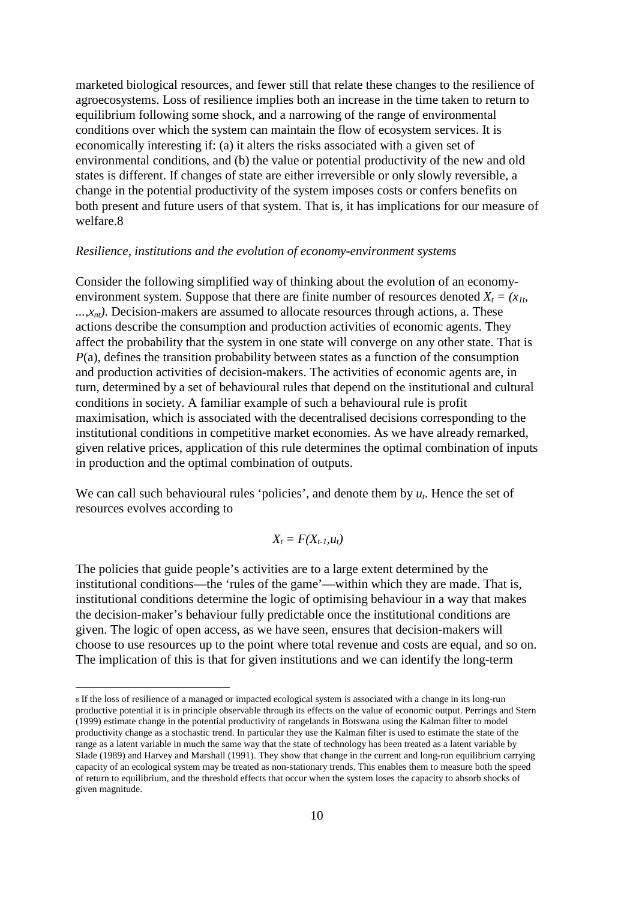marketed biological resources, and fewer still that relate these changes to the resilience of agroecosystems. Loss of resilience implies both an increase in the time taken to return to equilibrium following some shock, and a narrowing of the range of environmental conditions over which the system can maintain the flow of ecosystem services. It is economically interesting if: (a) it alters the risks associated with a given set of environmental conditions, and (b) the value or potential productivity of the new and old states is different. If changes of state are either irreversible or only slowly reversible, a change in the potential productivity of the system imposes costs or confers benefits on both present and future users of that system. That is, it has implications for our measure of welfare.[8]

*Resilience, institutions and the evolution of economy-environment systems*

Consider the following simplified way of thinking about the evolution of an economy-environment system. Suppose that there are finite number of resources denoted $X_t = (x_{1t}, ..., x_{nt})$. Decision-makers are assumed to allocate resources through actions, a. These actions describe the consumption and production activities of economic agents. They affect the probability that the system in one state will converge on any other state. That is $P$(a), defines the transition probability between states as a function of the consumption and production activities of decision-makers. The activities of economic agents are, in turn, determined by a set of behavioural rules that depend on the institutional and cultural conditions in society. A familiar example of such a behavioural rule is profit maximisation, which is associated with the decentralised decisions corresponding to the institutional conditions in competitive market economies. As we have already remarked, given relative prices, application of this rule determines the optimal combination of inputs in production and the optimal combination of outputs.

We can call such behavioural rules 'policies', and denote them by $u_t$. Hence the set of resources evolves according to

$$X_t = F(X_{t-1}, u_t)$$

The policies that guide people's activities are to a large extent determined by the institutional conditions—the 'rules of the game'—within which they are made. That is, institutional conditions determine the logic of optimising behaviour in a way that makes the decision-maker's behaviour fully predictable once the institutional conditions are given. The logic of open access, as we have seen, ensures that decision-makers will choose to use resources up to the point where total revenue and costs are equal, and so on. The implication of this is that for given institutions and we can identify the long-term

---

[8] If the loss of resilience of a managed or impacted ecological system is associated with a change in its long-run productive potential it is in principle observable through its effects on the value of economic output. Perrings and Stern (1999) estimate change in the potential productivity of rangelands in Botswana using the Kalman filter to model productivity change as a stochastic trend. In particular they use the Kalman filter is used to estimate the state of the range as a latent variable in much the same way that the state of technology has been treated as a latent variable by Slade (1989) and Harvey and Marshall (1991). They show that change in the current and long-run equilibrium carrying capacity of an ecological system may be treated as non-stationary trends. This enables them to measure both the speed of return to equilibrium, and the threshold effects that occur when the system loses the capacity to absorb shocks of given magnitude.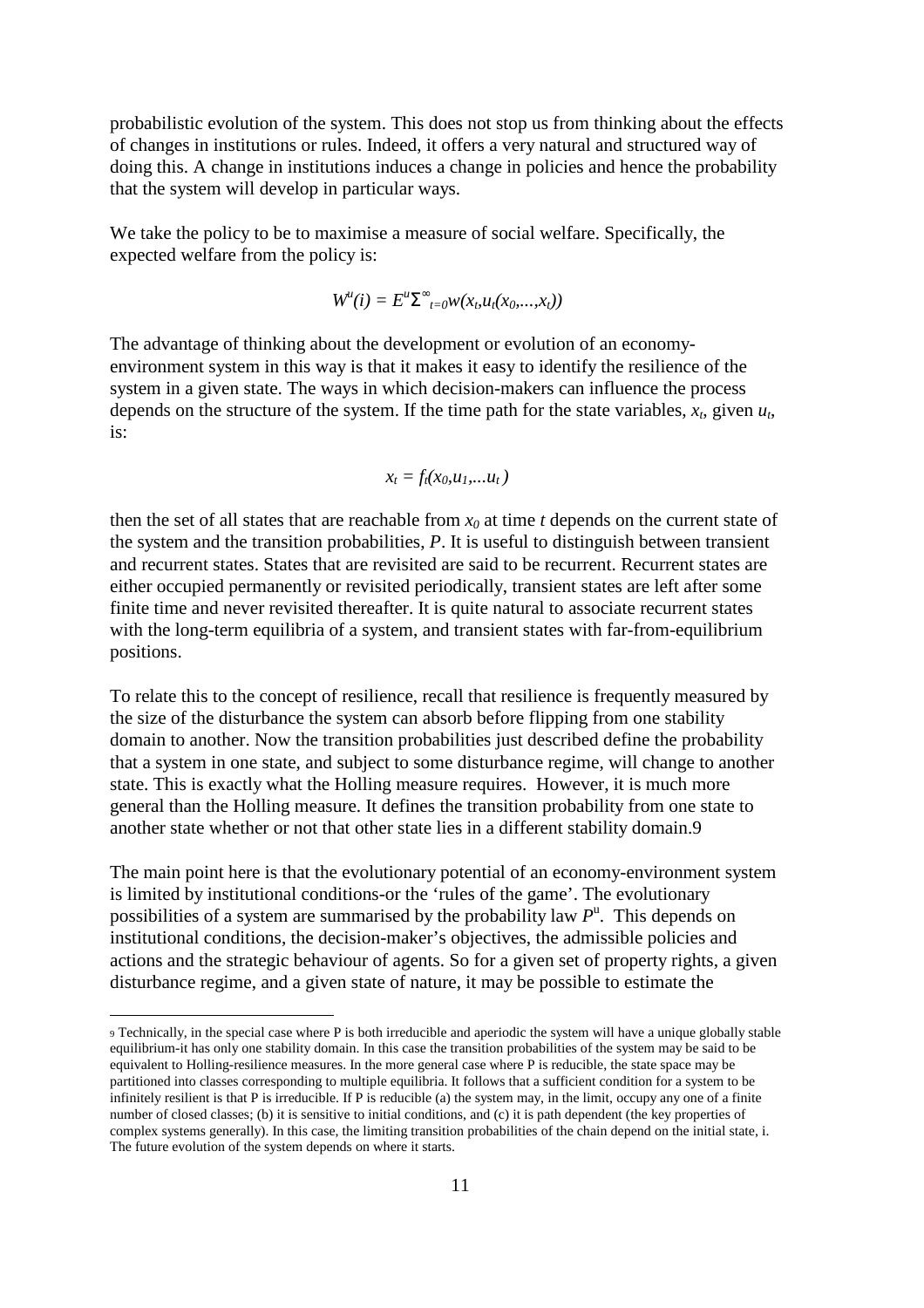probabilistic evolution of the system. This does not stop us from thinking about the effects of changes in institutions or rules. Indeed, it offers a very natural and structured way of doing this. A change in institutions induces a change in policies and hence the probability that the system will develop in particular ways.

We take the policy to be to maximise a measure of social welfare. Specifically, the expected welfare from the policy is:

$$W^u(i) = E^u \Sigma^{\infty}_{t=0} w(x_t, u_t(x_0,...,x_t))$$

The advantage of thinking about the development or evolution of an economy-environment system in this way is that it makes it easy to identify the resilience of the system in a given state. The ways in which decision-makers can influence the process depends on the structure of the system. If the time path for the state variables, $x_t$, given $u_t$, is:

$$x_t = f_t(x_0, u_1, ...u_t)$$

then the set of all states that are reachable from $x_0$ at time $t$ depends on the current state of the system and the transition probabilities, $P$. It is useful to distinguish between transient and recurrent states. States that are revisited are said to be recurrent. Recurrent states are either occupied permanently or revisited periodically, transient states are left after some finite time and never revisited thereafter. It is quite natural to associate recurrent states with the long-term equilibria of a system, and transient states with far-from-equilibrium positions.

To relate this to the concept of resilience, recall that resilience is frequently measured by the size of the disturbance the system can absorb before flipping from one stability domain to another. Now the transition probabilities just described define the probability that a system in one state, and subject to some disturbance regime, will change to another state. This is exactly what the Holling measure requires. However, it is much more general than the Holling measure. It defines the transition probability from one state to another state whether or not that other state lies in a different stability domain.[9]

The main point here is that the evolutionary potential of an economy-environment system is limited by institutional conditions-or the 'rules of the game'. The evolutionary possibilities of a system are summarised by the probability law $P^u$. This depends on institutional conditions, the decision-maker's objectives, the admissible policies and actions and the strategic behaviour of agents. So for a given set of property rights, a given disturbance regime, and a given state of nature, it may be possible to estimate the

---

[9] Technically, in the special case where P is both irreducible and aperiodic the system will have a unique globally stable equilibrium-it has only one stability domain. In this case the transition probabilities of the system may be said to be equivalent to Holling-resilience measures. In the more general case where P is reducible, the state space may be partitioned into classes corresponding to multiple equilibria. It follows that a sufficient condition for a system to be infinitely resilient is that P is irreducible. If P is reducible (a) the system may, in the limit, occupy any one of a finite number of closed classes; (b) it is sensitive to initial conditions, and (c) it is path dependent (the key properties of complex systems generally). In this case, the limiting transition probabilities of the chain depend on the initial state, i. The future evolution of the system depends on where it starts.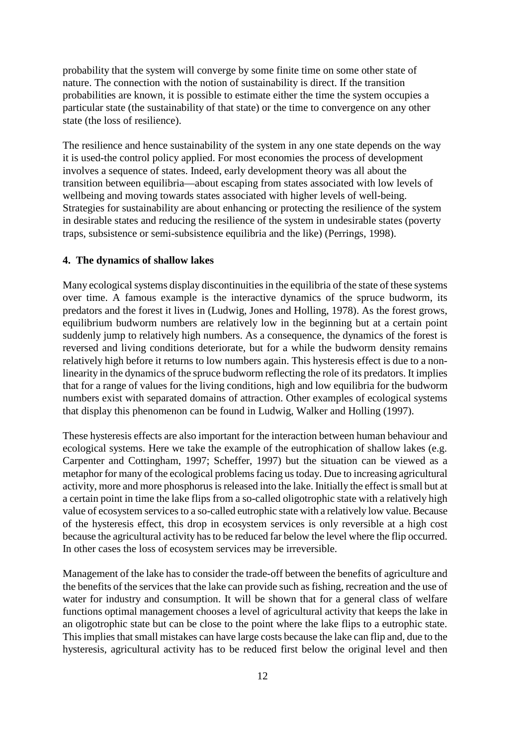probability that the system will converge by some finite time on some other state of nature. The connection with the notion of sustainability is direct. If the transition probabilities are known, it is possible to estimate either the time the system occupies a particular state (the sustainability of that state) or the time to convergence on any other state (the loss of resilience).

The resilience and hence sustainability of the system in any one state depends on the way it is used-the control policy applied. For most economies the process of development involves a sequence of states. Indeed, early development theory was all about the transition between equilibria—about escaping from states associated with low levels of wellbeing and moving towards states associated with higher levels of well-being. Strategies for sustainability are about enhancing or protecting the resilience of the system in desirable states and reducing the resilience of the system in undesirable states (poverty traps, subsistence or semi-subsistence equilibria and the like) (Perrings, 1998).

## 4. The dynamics of shallow lakes

Many ecological systems display discontinuities in the equilibria of the state of these systems over time. A famous example is the interactive dynamics of the spruce budworm, its predators and the forest it lives in (Ludwig, Jones and Holling, 1978). As the forest grows, equilibrium budworm numbers are relatively low in the beginning but at a certain point suddenly jump to relatively high numbers. As a consequence, the dynamics of the forest is reversed and living conditions deteriorate, but for a while the budworm density remains relatively high before it returns to low numbers again. This hysteresis effect is due to a non-linearity in the dynamics of the spruce budworm reflecting the role of its predators. It implies that for a range of values for the living conditions, high and low equilibria for the budworm numbers exist with separated domains of attraction. Other examples of ecological systems that display this phenomenon can be found in Ludwig, Walker and Holling (1997).

These hysteresis effects are also important for the interaction between human behaviour and ecological systems. Here we take the example of the eutrophication of shallow lakes (e.g. Carpenter and Cottingham, 1997; Scheffer, 1997) but the situation can be viewed as a metaphor for many of the ecological problems facing us today. Due to increasing agricultural activity, more and more phosphorus is released into the lake. Initially the effect is small but at a certain point in time the lake flips from a so-called oligotrophic state with a relatively high value of ecosystem services to a so-called eutrophic state with a relatively low value. Because of the hysteresis effect, this drop in ecosystem services is only reversible at a high cost because the agricultural activity has to be reduced far below the level where the flip occurred. In other cases the loss of ecosystem services may be irreversible.

Management of the lake has to consider the trade-off between the benefits of agriculture and the benefits of the services that the lake can provide such as fishing, recreation and the use of water for industry and consumption. It will be shown that for a general class of welfare functions optimal management chooses a level of agricultural activity that keeps the lake in an oligotrophic state but can be close to the point where the lake flips to a eutrophic state. This implies that small mistakes can have large costs because the lake can flip and, due to the hysteresis, agricultural activity has to be reduced first below the original level and then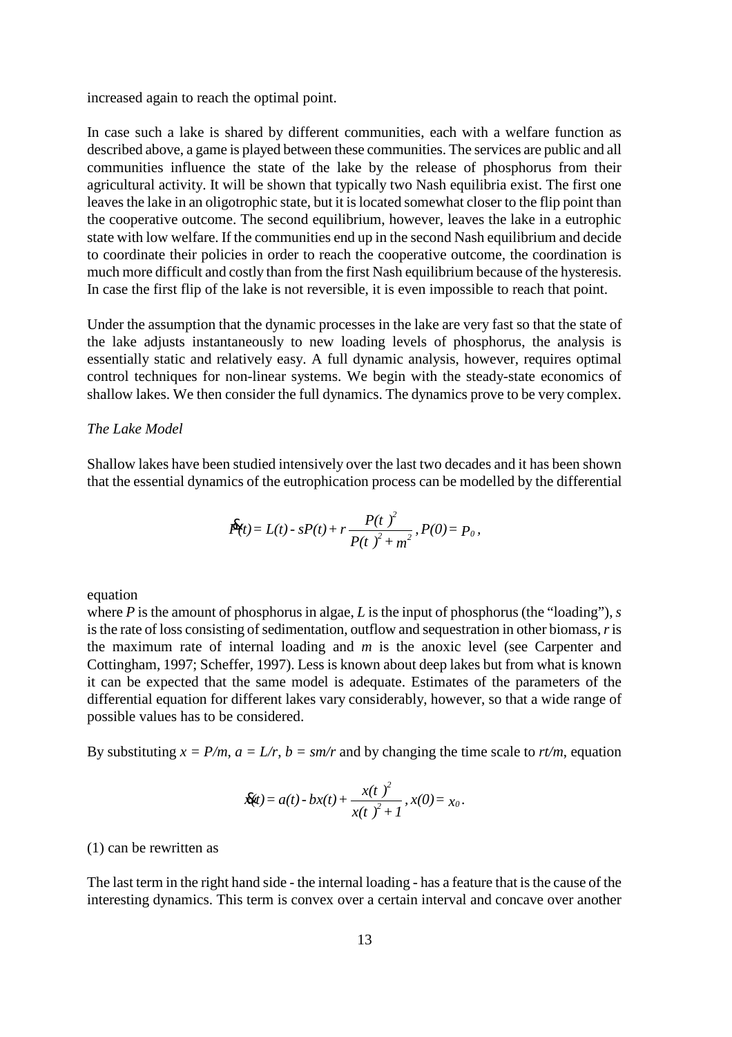increased again to reach the optimal point.

In case such a lake is shared by different communities, each with a welfare function as described above, a game is played between these communities. The services are public and all communities influence the state of the lake by the release of phosphorus from their agricultural activity. It will be shown that typically two Nash equilibria exist. The first one leaves the lake in an oligotrophic state, but it is located somewhat closer to the flip point than the cooperative outcome. The second equilibrium, however, leaves the lake in a eutrophic state with low welfare. If the communities end up in the second Nash equilibrium and decide to coordinate their policies in order to reach the cooperative outcome, the coordination is much more difficult and costly than from the first Nash equilibrium because of the hysteresis. In case the first flip of the lake is not reversible, it is even impossible to reach that point.

Under the assumption that the dynamic processes in the lake are very fast so that the state of the lake adjusts instantaneously to new loading levels of phosphorus, the analysis is essentially static and relatively easy. A full dynamic analysis, however, requires optimal control techniques for non-linear systems. We begin with the steady-state economics of shallow lakes. We then consider the full dynamics. The dynamics prove to be very complex.

*The Lake Model*

Shallow lakes have been studied intensively over the last two decades and it has been shown that the essential dynamics of the eutrophication process can be modelled by the differential

$$\dot{P}(t) = L(t) - sP(t) + r\frac{P(t)^2}{P(t)^2 + m^2}, P(0) = P_0,$$

equation
where $P$ is the amount of phosphorus in algae, $L$ is the input of phosphorus (the "loading"), $s$ is the rate of loss consisting of sedimentation, outflow and sequestration in other biomass, $r$ is the maximum rate of internal loading and $m$ is the anoxic level (see Carpenter and Cottingham, 1997; Scheffer, 1997). Less is known about deep lakes but from what is known it can be expected that the same model is adequate. Estimates of the parameters of the differential equation for different lakes vary considerably, however, so that a wide range of possible values has to be considered.

By substituting $x = P/m$, $a = L/r$, $b = sm/r$ and by changing the time scale to $rt/m$, equation

$$\dot{x}(t) = a(t) - bx(t) + \frac{x(t)^2}{x(t)^2 + 1}, x(0) = x_0.$$

(1) can be rewritten as

The last term in the right hand side - the internal loading - has a feature that is the cause of the interesting dynamics. This term is convex over a certain interval and concave over another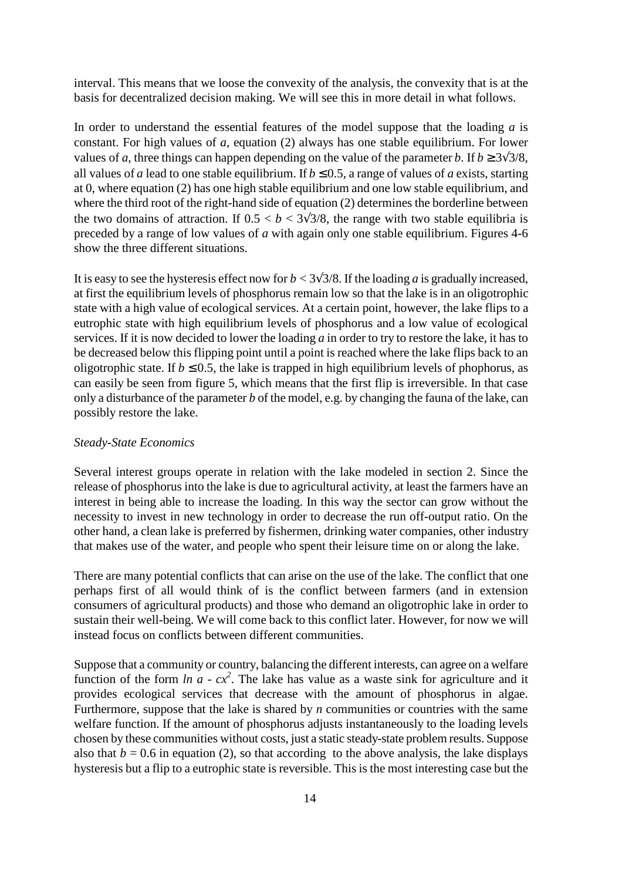interval. This means that we loose the convexity of the analysis, the convexity that is at the basis for decentralized decision making. We will see this in more detail in what follows.

In order to understand the essential features of the model suppose that the loading $a$ is constant. For high values of $a$, equation (2) always has one stable equilibrium. For lower values of $a$, three things can happen depending on the value of the parameter $b$. If $b \geq 3\sqrt{3}/8$, all values of $a$ lead to one stable equilibrium. If $b \leq 0.5$, a range of values of $a$ exists, starting at 0, where equation (2) has one high stable equilibrium and one low stable equilibrium, and where the third root of the right-hand side of equation (2) determines the borderline between the two domains of attraction. If $0.5 < b < 3\sqrt{3}/8$, the range with two stable equilibria is preceded by a range of low values of $a$ with again only one stable equilibrium. Figures 4-6 show the three different situations.

It is easy to see the hysteresis effect now for $b < 3\sqrt{3}/8$. If the loading $a$ is gradually increased, at first the equilibrium levels of phosphorus remain low so that the lake is in an oligotrophic state with a high value of ecological services. At a certain point, however, the lake flips to a eutrophic state with high equilibrium levels of phosphorus and a low value of ecological services. If it is now decided to lower the loading $a$ in order to try to restore the lake, it has to be decreased below this flipping point until a point is reached where the lake flips back to an oligotrophic state. If $b \leq 0.5$, the lake is trapped in high equilibrium levels of phophorus, as can easily be seen from figure 5, which means that the first flip is irreversible. In that case only a disturbance of the parameter $b$ of the model, e.g. by changing the fauna of the lake, can possibly restore the lake.

*Steady-State Economics*

Several interest groups operate in relation with the lake modeled in section 2. Since the release of phosphorus into the lake is due to agricultural activity, at least the farmers have an interest in being able to increase the loading. In this way the sector can grow without the necessity to invest in new technology in order to decrease the run off-output ratio. On the other hand, a clean lake is preferred by fishermen, drinking water companies, other industry that makes use of the water, and people who spent their leisure time on or along the lake.

There are many potential conflicts that can arise on the use of the lake. The conflict that one perhaps first of all would think of is the conflict between farmers (and in extension consumers of agricultural products) and those who demand an oligotrophic lake in order to sustain their well-being. We will come back to this conflict later. However, for now we will instead focus on conflicts between different communities.

Suppose that a community or country, balancing the different interests, can agree on a welfare function of the form $\ln a - cx^2$. The lake has value as a waste sink for agriculture and it provides ecological services that decrease with the amount of phosphorus in algae. Furthermore, suppose that the lake is shared by $n$ communities or countries with the same welfare function. If the amount of phosphorus adjusts instantaneously to the loading levels chosen by these communities without costs, just a static steady-state problem results. Suppose also that $b = 0.6$ in equation (2), so that according to the above analysis, the lake displays hysteresis but a flip to a eutrophic state is reversible. This is the most interesting case but the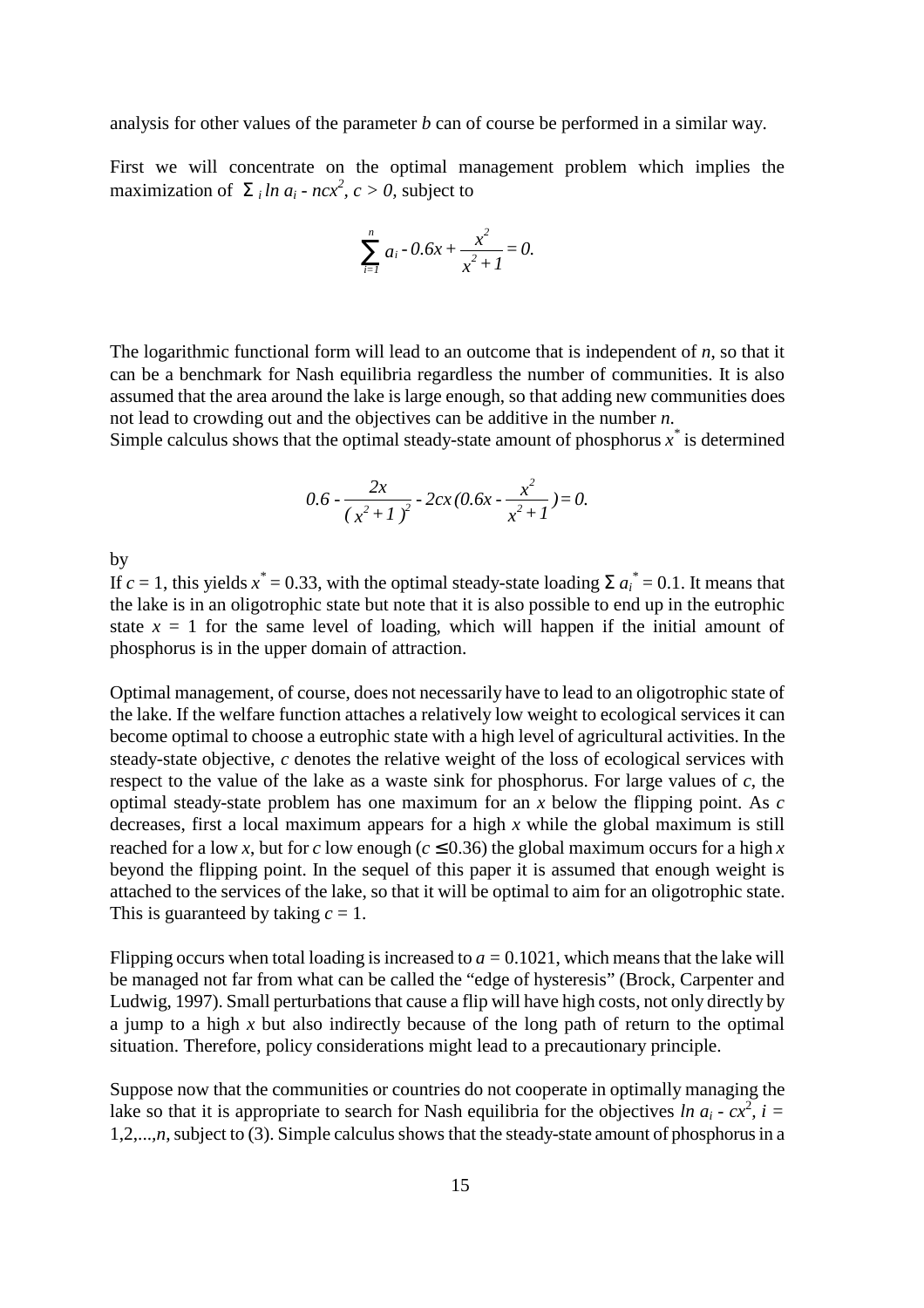analysis for other values of the parameter $b$ can of course be performed in a similar way.

First we will concentrate on the optimal management problem which implies the maximization of $\Sigma_i \ln a_i - ncx^2, c > 0,$ subject to

$$\sum_{i=1}^{n} a_i - 0.6x + \frac{x^2}{x^2+1} = 0.$$

The logarithmic functional form will lead to an outcome that is independent of $n$, so that it can be a benchmark for Nash equilibria regardless the number of communities. It is also assumed that the area around the lake is large enough, so that adding new communities does not lead to crowding out and the objectives can be additive in the number $n$.
Simple calculus shows that the optimal steady-state amount of phosphorus $x^*$ is determined

$$0.6 - \frac{2x}{(x^2+1)^2} - 2cx(0.6x - \frac{x^2}{x^2+1}) = 0.$$

by
If $c = 1$, this yields $x^* = 0.33$, with the optimal steady-state loading $\Sigma a_i^* = 0.1$. It means that the lake is in an oligotrophic state but note that it is also possible to end up in the eutrophic state $x = 1$ for the same level of loading, which will happen if the initial amount of phosphorus is in the upper domain of attraction.

Optimal management, of course, does not necessarily have to lead to an oligotrophic state of the lake. If the welfare function attaches a relatively low weight to ecological services it can become optimal to choose a eutrophic state with a high level of agricultural activities. In the steady-state objective, $c$ denotes the relative weight of the loss of ecological services with respect to the value of the lake as a waste sink for phosphorus. For large values of $c$, the optimal steady-state problem has one maximum for an $x$ below the flipping point. As $c$ decreases, first a local maximum appears for a high $x$ while the global maximum is still reached for a low $x$, but for $c$ low enough ($c \leq 0.36$) the global maximum occurs for a high $x$ beyond the flipping point. In the sequel of this paper it is assumed that enough weight is attached to the services of the lake, so that it will be optimal to aim for an oligotrophic state. This is guaranteed by taking $c = 1$.

Flipping occurs when total loading is increased to $a = 0.1021$, which means that the lake will be managed not far from what can be called the "edge of hysteresis" (Brock, Carpenter and Ludwig, 1997). Small perturbations that cause a flip will have high costs, not only directly by a jump to a high $x$ but also indirectly because of the long path of return to the optimal situation. Therefore, policy considerations might lead to a precautionary principle.

Suppose now that the communities or countries do not cooperate in optimally managing the lake so that it is appropriate to search for Nash equilibria for the objectives $\ln a_i - cx^2$, $i = 1,2,...,n$, subject to (3). Simple calculus shows that the steady-state amount of phosphorus in a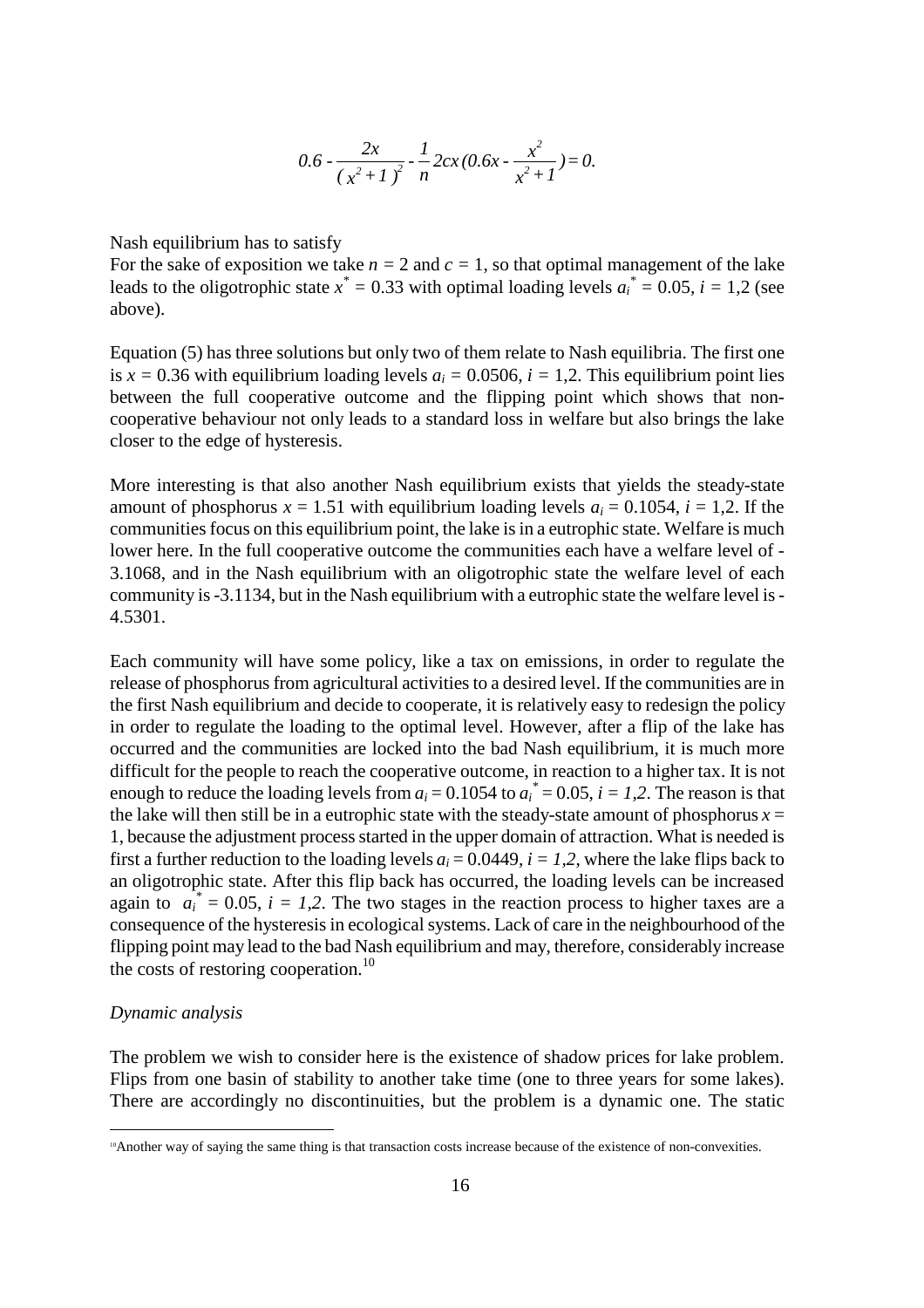$$0.6 - \frac{2x}{(x^2+1)^2} - \frac{1}{n} 2cx(0.6x - \frac{x^2}{x^2+1}) = 0.$$

Nash equilibrium has to satisfy

For the sake of exposition we take $n = 2$ and $c = 1$, so that optimal management of the lake leads to the oligotrophic state $x^* = 0.33$ with optimal loading levels $a_i^* = 0.05$, $i = 1,2$ (see above).

Equation (5) has three solutions but only two of them relate to Nash equilibria. The first one is $x = 0.36$ with equilibrium loading levels $a_i = 0.0506$, $i = 1,2$. This equilibrium point lies between the full cooperative outcome and the flipping point which shows that non-cooperative behaviour not only leads to a standard loss in welfare but also brings the lake closer to the edge of hysteresis.

More interesting is that also another Nash equilibrium exists that yields the steady-state amount of phosphorus $x = 1.51$ with equilibrium loading levels $a_i = 0.1054$, $i = 1,2$. If the communities focus on this equilibrium point, the lake is in a eutrophic state. Welfare is much lower here. In the full cooperative outcome the communities each have a welfare level of -3.1068, and in the Nash equilibrium with an oligotrophic state the welfare level of each community is -3.1134, but in the Nash equilibrium with a eutrophic state the welfare level is -4.5301.

Each community will have some policy, like a tax on emissions, in order to regulate the release of phosphorus from agricultural activities to a desired level. If the communities are in the first Nash equilibrium and decide to cooperate, it is relatively easy to redesign the policy in order to regulate the loading to the optimal level. However, after a flip of the lake has occurred and the communities are locked into the bad Nash equilibrium, it is much more difficult for the people to reach the cooperative outcome, in reaction to a higher tax. It is not enough to reduce the loading levels from $a_i = 0.1054$ to $a_i^* = 0.05$, $i = 1,2$. The reason is that the lake will then still be in a eutrophic state with the steady-state amount of phosphorus $x = 1$, because the adjustment process started in the upper domain of attraction. What is needed is first a further reduction to the loading levels $a_i = 0.0449$, $i = 1,2$, where the lake flips back to an oligotrophic state. After this flip back has occurred, the loading levels can be increased again to $a_i^* = 0.05$, $i = 1,2$. The two stages in the reaction process to higher taxes are a consequence of the hysteresis in ecological systems. Lack of care in the neighbourhood of the flipping point may lead to the bad Nash equilibrium and may, therefore, considerably increase the costs of restoring cooperation.[10]

*Dynamic analysis*

The problem we wish to consider here is the existence of shadow prices for lake problem. Flips from one basin of stability to another take time (one to three years for some lakes). There are accordingly no discontinuities, but the problem is a dynamic one. The static

---

[10] Another way of saying the same thing is that transaction costs increase because of the existence of non-convexities.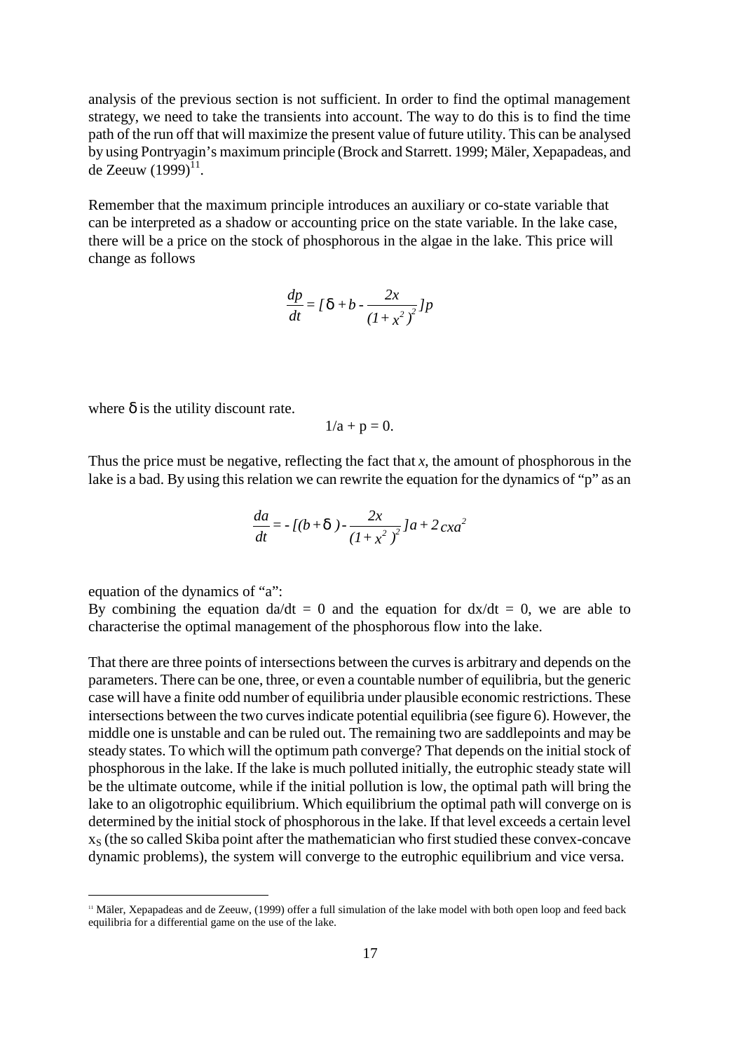analysis of the previous section is not sufficient. In order to find the optimal management strategy, we need to take the transients into account. The way to do this is to find the time path of the run off that will maximize the present value of future utility. This can be analysed by using Pontryagin's maximum principle (Brock and Starrett. 1999; Mäler, Xepapadeas, and de Zeeuw (1999)[11].

Remember that the maximum principle introduces an auxiliary or co-state variable that can be interpreted as a shadow or accounting price on the state variable. In the lake case, there will be a price on the stock of phosphorous in the algae in the lake. This price will change as follows

$$\frac{dp}{dt} = [\delta + b - \frac{2x}{(1+x^2)^2}]p$$

where δ is the utility discount rate.

$$1/a + p = 0.$$

Thus the price must be negative, reflecting the fact that *x*, the amount of phosphorous in the lake is a bad. By using this relation we can rewrite the equation for the dynamics of "p" as an

$$\frac{da}{dt} = -[(b+\delta) - \frac{2x}{(1+x^2)^2}]a + 2cxa^2$$

equation of the dynamics of "a":

By combining the equation da/dt = 0 and the equation for dx/dt = 0, we are able to characterise the optimal management of the phosphorous flow into the lake.

That there are three points of intersections between the curves is arbitrary and depends on the parameters. There can be one, three, or even a countable number of equilibria, but the generic case will have a finite odd number of equilibria under plausible economic restrictions. These intersections between the two curves indicate potential equilibria (see figure 6). However, the middle one is unstable and can be ruled out. The remaining two are saddlepoints and may be steady states. To which will the optimum path converge? That depends on the initial stock of phosphorous in the lake. If the lake is much polluted initially, the eutrophic steady state will be the ultimate outcome, while if the initial pollution is low, the optimal path will bring the lake to an oligotrophic equilibrium. Which equilibrium the optimal path will converge on is determined by the initial stock of phosphorous in the lake. If that level exceeds a certain level $x_S$ (the so called Skiba point after the mathematician who first studied these convex-concave dynamic problems), the system will converge to the eutrophic equilibrium and vice versa.

[11] Mäler, Xepapadeas and de Zeeuw, (1999) offer a full simulation of the lake model with both open loop and feed back equilibria for a differential game on the use of the lake.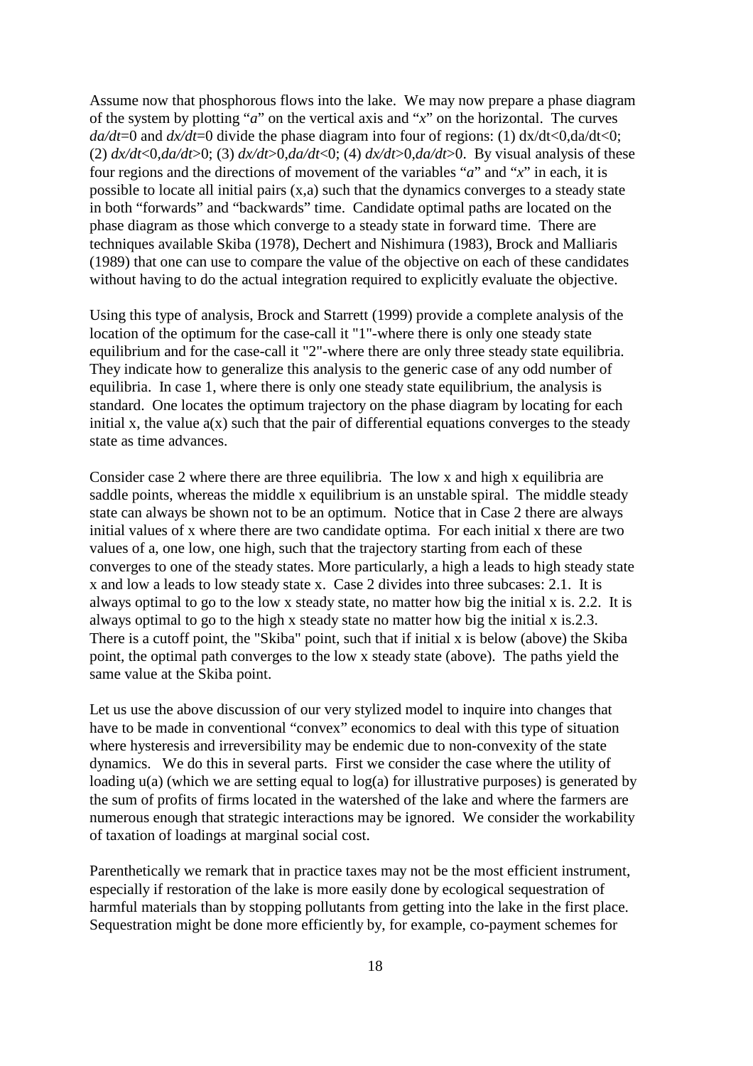Assume now that phosphorous flows into the lake. We may now prepare a phase diagram of the system by plotting "$a$" on the vertical axis and "$x$" on the horizontal. The curves $da/dt=0$ and $dx/dt=0$ divide the phase diagram into four of regions: (1) $dx/dt<0, da/dt<0$; (2) $dx/dt<0, da/dt>0$; (3) $dx/dt>0, da/dt<0$; (4) $dx/dt>0, da/dt>0$. By visual analysis of these four regions and the directions of movement of the variables "$a$" and "$x$" in each, it is possible to locate all initial pairs $(x,a)$ such that the dynamics converges to a steady state in both "forwards" and "backwards" time. Candidate optimal paths are located on the phase diagram as those which converge to a steady state in forward time. There are techniques available Skiba (1978), Dechert and Nishimura (1983), Brock and Malliaris (1989) that one can use to compare the value of the objective on each of these candidates without having to do the actual integration required to explicitly evaluate the objective.

Using this type of analysis, Brock and Starrett (1999) provide a complete analysis of the location of the optimum for the case-call it "1"-where there is only one steady state equilibrium and for the case-call it "2"-where there are only three steady state equilibria. They indicate how to generalize this analysis to the generic case of any odd number of equilibria. In case 1, where there is only one steady state equilibrium, the analysis is standard. One locates the optimum trajectory on the phase diagram by locating for each initial x, the value $a(x)$ such that the pair of differential equations converges to the steady state as time advances.

Consider case 2 where there are three equilibria. The low x and high x equilibria are saddle points, whereas the middle x equilibrium is an unstable spiral. The middle steady state can always be shown not to be an optimum. Notice that in Case 2 there are always initial values of x where there are two candidate optima. For each initial x there are two values of a, one low, one high, such that the trajectory starting from each of these converges to one of the steady states. More particularly, a high a leads to high steady state x and low a leads to low steady state x. Case 2 divides into three subcases: 2.1. It is always optimal to go to the low x steady state, no matter how big the initial x is. 2.2. It is always optimal to go to the high x steady state no matter how big the initial x is.2.3. There is a cutoff point, the "Skiba" point, such that if initial x is below (above) the Skiba point, the optimal path converges to the low x steady state (above). The paths yield the same value at the Skiba point.

Let us use the above discussion of our very stylized model to inquire into changes that have to be made in conventional "convex" economics to deal with this type of situation where hysteresis and irreversibility may be endemic due to non-convexity of the state dynamics. We do this in several parts. First we consider the case where the utility of loading $u(a)$ (which we are setting equal to $\log(a)$ for illustrative purposes) is generated by the sum of profits of firms located in the watershed of the lake and where the farmers are numerous enough that strategic interactions may be ignored. We consider the workability of taxation of loadings at marginal social cost.

Parenthetically we remark that in practice taxes may not be the most efficient instrument, especially if restoration of the lake is more easily done by ecological sequestration of harmful materials than by stopping pollutants from getting into the lake in the first place. Sequestration might be done more efficiently by, for example, co-payment schemes for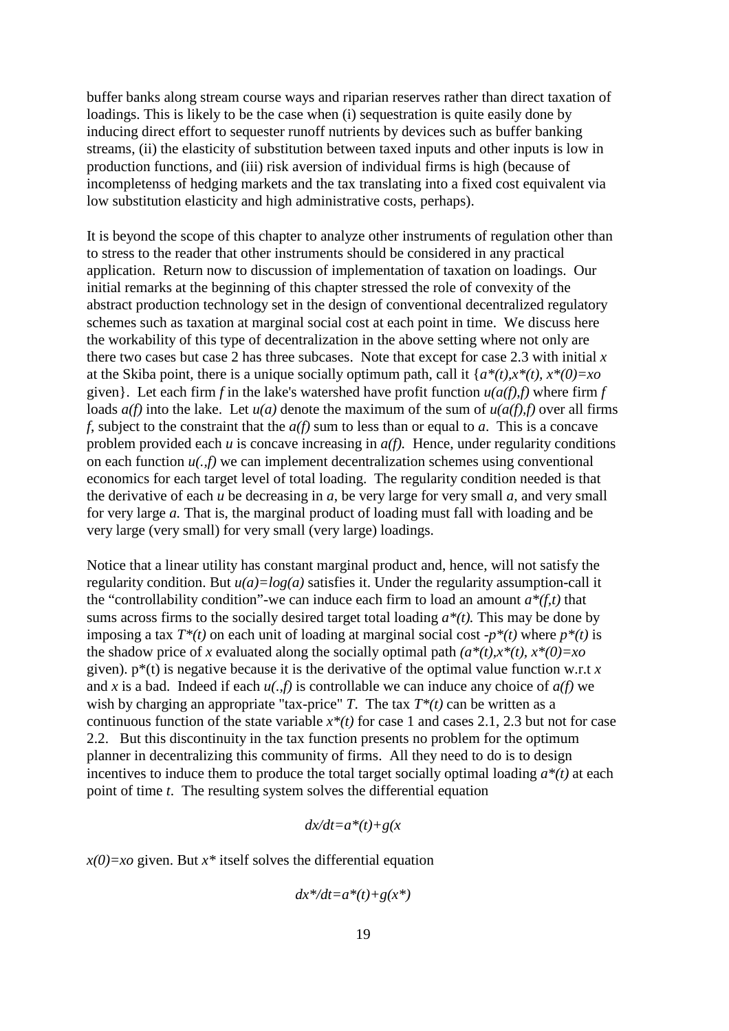buffer banks along stream course ways and riparian reserves rather than direct taxation of loadings. This is likely to be the case when (i) sequestration is quite easily done by inducing direct effort to sequester runoff nutrients by devices such as buffer banking streams, (ii) the elasticity of substitution between taxed inputs and other inputs is low in production functions, and (iii) risk aversion of individual firms is high (because of incompletenss of hedging markets and the tax translating into a fixed cost equivalent via low substitution elasticity and high administrative costs, perhaps).

It is beyond the scope of this chapter to analyze other instruments of regulation other than to stress to the reader that other instruments should be considered in any practical application. Return now to discussion of implementation of taxation on loadings. Our initial remarks at the beginning of this chapter stressed the role of convexity of the abstract production technology set in the design of conventional decentralized regulatory schemes such as taxation at marginal social cost at each point in time. We discuss here the workability of this type of decentralization in the above setting where not only are there two cases but case 2 has three subcases. Note that except for case 2.3 with initial $x$ at the Skiba point, there is a unique socially optimum path, call it $\{a^*(t), x^*(t), x^*(0)=xo$ given$\}$. Let each firm $f$ in the lake's watershed have profit function $u(a(f),f)$ where firm $f$ loads $a(f)$ into the lake. Let $u(a)$ denote the maximum of the sum of $u(a(f),f)$ over all firms $f$, subject to the constraint that the $a(f)$ sum to less than or equal to $a$. This is a concave problem provided each $u$ is concave increasing in $a(f)$. Hence, under regularity conditions on each function $u(.,f)$ we can implement decentralization schemes using conventional economics for each target level of total loading. The regularity condition needed is that the derivative of each $u$ be decreasing in $a$, be very large for very small $a$, and very small for very large $a$. That is, the marginal product of loading must fall with loading and be very large (very small) for very small (very large) loadings.

Notice that a linear utility has constant marginal product and, hence, will not satisfy the regularity condition. But $u(a)=log(a)$ satisfies it. Under the regularity assumption-call it the "controllability condition"-we can induce each firm to load an amount $a^*(f,t)$ that sums across firms to the socially desired target total loading $a^*(t)$. This may be done by imposing a tax $T^*(t)$ on each unit of loading at marginal social cost $-p^*(t)$ where $p^*(t)$ is the shadow price of $x$ evaluated along the socially optimal path $(a^*(t), x^*(t), x^*(0)=xo$ given). $p^*(t)$ is negative because it is the derivative of the optimal value function w.r.t $x$ and $x$ is a bad. Indeed if each $u(.,f)$ is controllable we can induce any choice of $a(f)$ we wish by charging an appropriate "tax-price" $T$. The tax $T^*(t)$ can be written as a continuous function of the state variable $x^*(t)$ for case 1 and cases 2.1, 2.3 but not for case 2.2. But this discontinuity in the tax function presents no problem for the optimum planner in decentralizing this community of firms. All they need to do is to design incentives to induce them to produce the total target socially optimal loading $a^*(t)$ at each point of time $t$. The resulting system solves the differential equation

$$dx/dt=a^*(t)+g(x$$

$x(0)=xo$ given. But $x^*$ itself solves the differential equation

$$dx^*/dt=a^*(t)+g(x^*)$$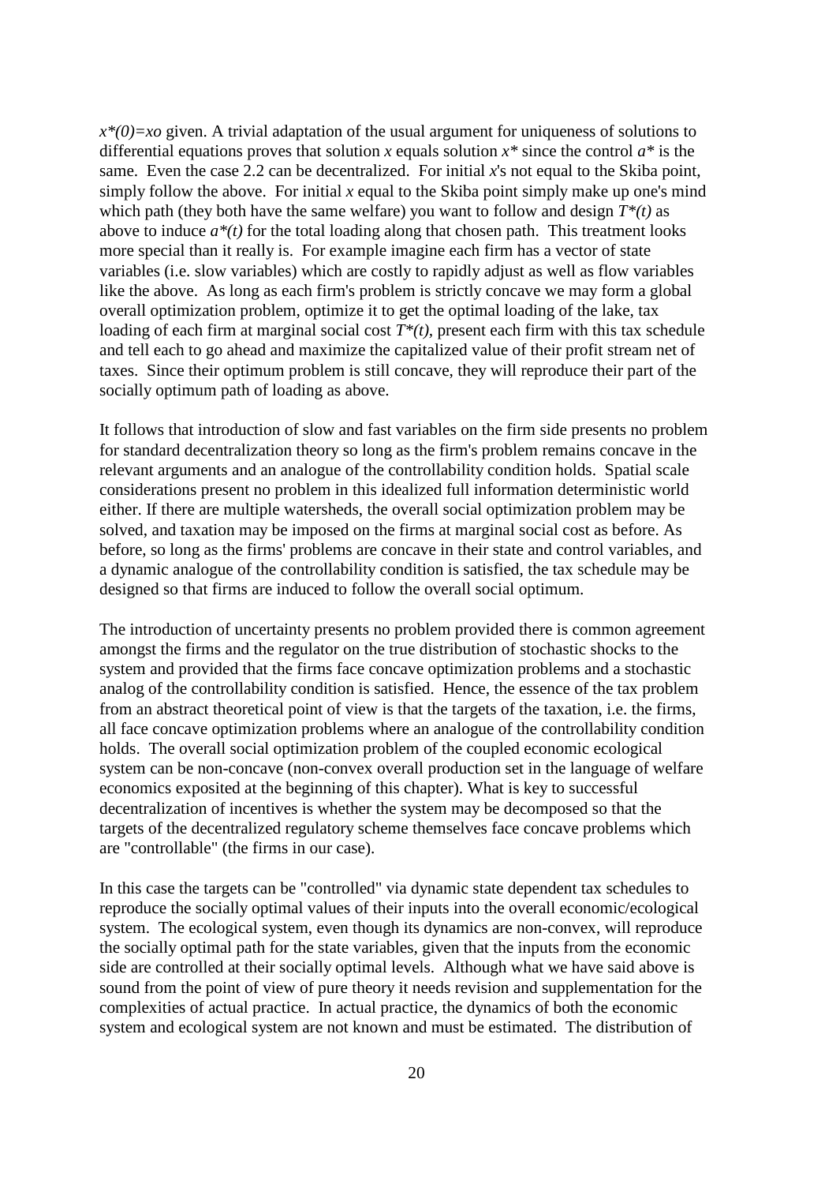$x^*(0)=xo$ given. A trivial adaptation of the usual argument for uniqueness of solutions to differential equations proves that solution $x$ equals solution $x^*$ since the control $a^*$ is the same. Even the case 2.2 can be decentralized. For initial $x$'s not equal to the Skiba point, simply follow the above. For initial $x$ equal to the Skiba point simply make up one's mind which path (they both have the same welfare) you want to follow and design $T^*(t)$ as above to induce $a^*(t)$ for the total loading along that chosen path. This treatment looks more special than it really is. For example imagine each firm has a vector of state variables (i.e. slow variables) which are costly to rapidly adjust as well as flow variables like the above. As long as each firm's problem is strictly concave we may form a global overall optimization problem, optimize it to get the optimal loading of the lake, tax loading of each firm at marginal social cost $T^*(t)$, present each firm with this tax schedule and tell each to go ahead and maximize the capitalized value of their profit stream net of taxes. Since their optimum problem is still concave, they will reproduce their part of the socially optimum path of loading as above.

It follows that introduction of slow and fast variables on the firm side presents no problem for standard decentralization theory so long as the firm's problem remains concave in the relevant arguments and an analogue of the controllability condition holds. Spatial scale considerations present no problem in this idealized full information deterministic world either. If there are multiple watersheds, the overall social optimization problem may be solved, and taxation may be imposed on the firms at marginal social cost as before. As before, so long as the firms' problems are concave in their state and control variables, and a dynamic analogue of the controllability condition is satisfied, the tax schedule may be designed so that firms are induced to follow the overall social optimum.

The introduction of uncertainty presents no problem provided there is common agreement amongst the firms and the regulator on the true distribution of stochastic shocks to the system and provided that the firms face concave optimization problems and a stochastic analog of the controllability condition is satisfied. Hence, the essence of the tax problem from an abstract theoretical point of view is that the targets of the taxation, i.e. the firms, all face concave optimization problems where an analogue of the controllability condition holds. The overall social optimization problem of the coupled economic ecological system can be non-concave (non-convex overall production set in the language of welfare economics exposited at the beginning of this chapter). What is key to successful decentralization of incentives is whether the system may be decomposed so that the targets of the decentralized regulatory scheme themselves face concave problems which are "controllable" (the firms in our case).

In this case the targets can be "controlled" via dynamic state dependent tax schedules to reproduce the socially optimal values of their inputs into the overall economic/ecological system. The ecological system, even though its dynamics are non-convex, will reproduce the socially optimal path for the state variables, given that the inputs from the economic side are controlled at their socially optimal levels. Although what we have said above is sound from the point of view of pure theory it needs revision and supplementation for the complexities of actual practice. In actual practice, the dynamics of both the economic system and ecological system are not known and must be estimated. The distribution of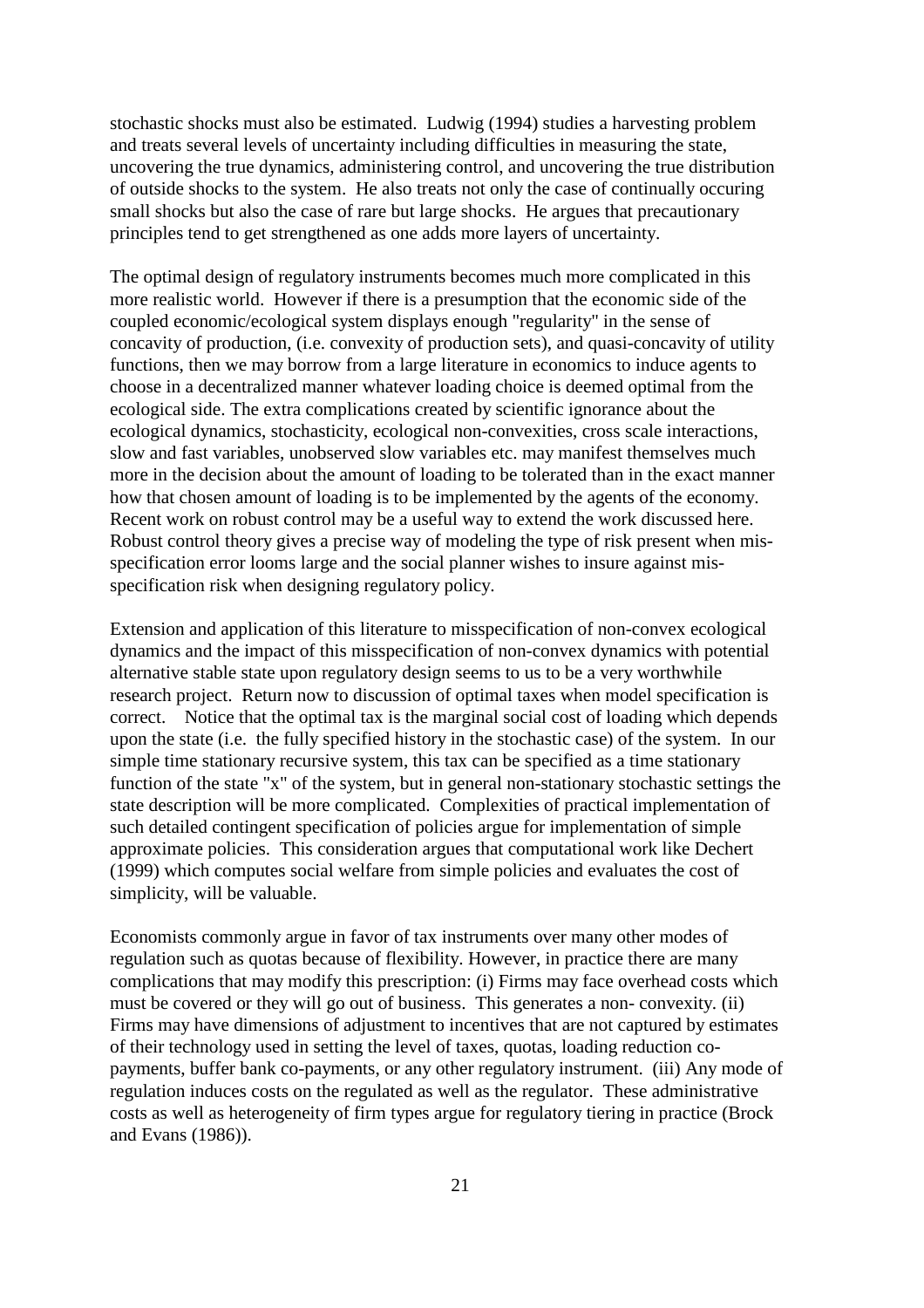stochastic shocks must also be estimated. Ludwig (1994) studies a harvesting problem and treats several levels of uncertainty including difficulties in measuring the state, uncovering the true dynamics, administering control, and uncovering the true distribution of outside shocks to the system. He also treats not only the case of continually occuring small shocks but also the case of rare but large shocks. He argues that precautionary principles tend to get strengthened as one adds more layers of uncertainty.

The optimal design of regulatory instruments becomes much more complicated in this more realistic world. However if there is a presumption that the economic side of the coupled economic/ecological system displays enough "regularity" in the sense of concavity of production, (i.e. convexity of production sets), and quasi-concavity of utility functions, then we may borrow from a large literature in economics to induce agents to choose in a decentralized manner whatever loading choice is deemed optimal from the ecological side. The extra complications created by scientific ignorance about the ecological dynamics, stochasticity, ecological non-convexities, cross scale interactions, slow and fast variables, unobserved slow variables etc. may manifest themselves much more in the decision about the amount of loading to be tolerated than in the exact manner how that chosen amount of loading is to be implemented by the agents of the economy. Recent work on robust control may be a useful way to extend the work discussed here. Robust control theory gives a precise way of modeling the type of risk present when mis-specification error looms large and the social planner wishes to insure against mis-specification risk when designing regulatory policy.

Extension and application of this literature to misspecification of non-convex ecological dynamics and the impact of this misspecification of non-convex dynamics with potential alternative stable state upon regulatory design seems to us to be a very worthwhile research project. Return now to discussion of optimal taxes when model specification is correct. Notice that the optimal tax is the marginal social cost of loading which depends upon the state (i.e. the fully specified history in the stochastic case) of the system. In our simple time stationary recursive system, this tax can be specified as a time stationary function of the state "x" of the system, but in general non-stationary stochastic settings the state description will be more complicated. Complexities of practical implementation of such detailed contingent specification of policies argue for implementation of simple approximate policies. This consideration argues that computational work like Dechert (1999) which computes social welfare from simple policies and evaluates the cost of simplicity, will be valuable.

Economists commonly argue in favor of tax instruments over many other modes of regulation such as quotas because of flexibility. However, in practice there are many complications that may modify this prescription: (i) Firms may face overhead costs which must be covered or they will go out of business. This generates a non- convexity. (ii) Firms may have dimensions of adjustment to incentives that are not captured by estimates of their technology used in setting the level of taxes, quotas, loading reduction co-payments, buffer bank co-payments, or any other regulatory instrument. (iii) Any mode of regulation induces costs on the regulated as well as the regulator. These administrative costs as well as heterogeneity of firm types argue for regulatory tiering in practice (Brock and Evans (1986)).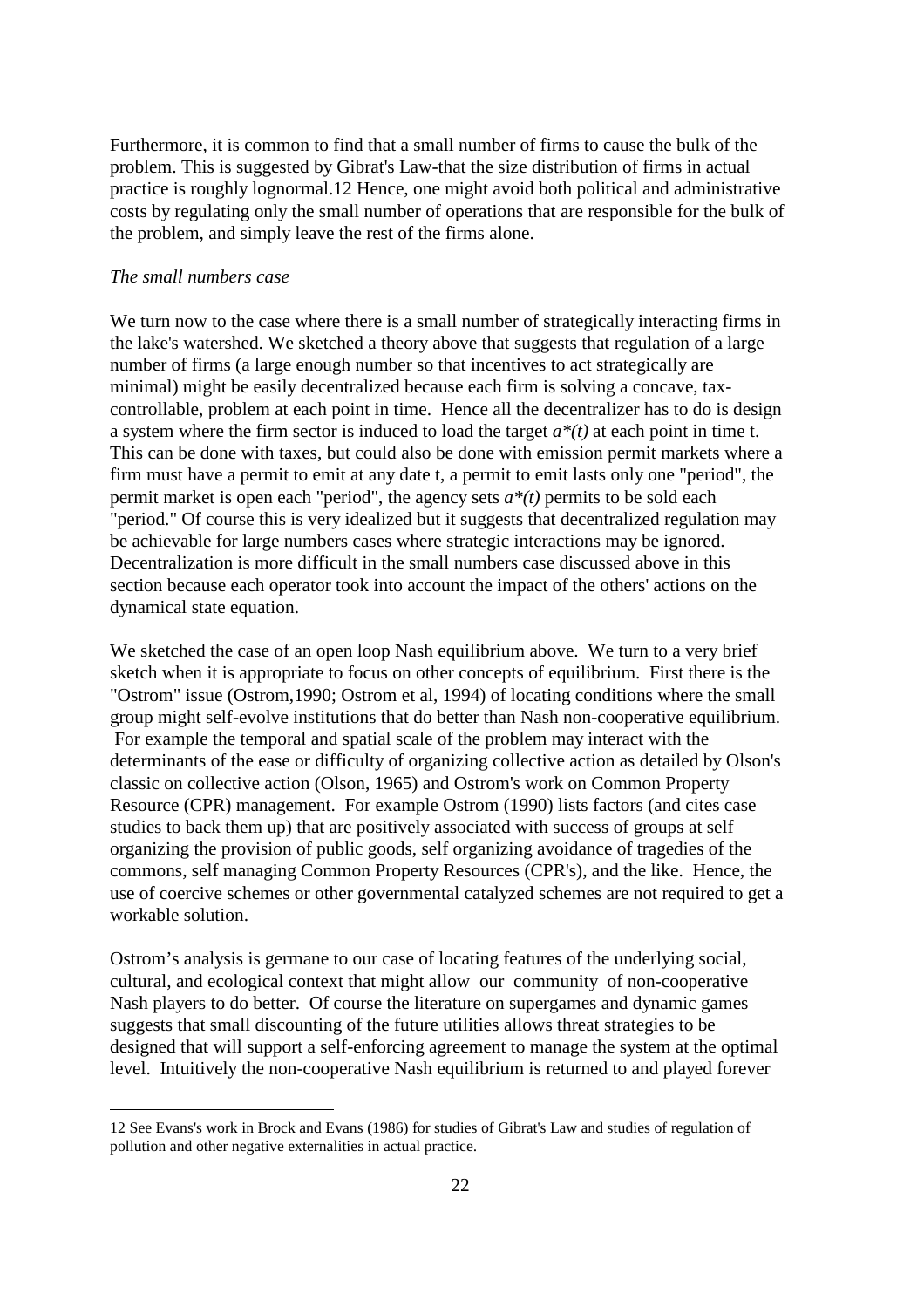Furthermore, it is common to find that a small number of firms to cause the bulk of the problem. This is suggested by Gibrat's Law-that the size distribution of firms in actual practice is roughly lognormal.[12] Hence, one might avoid both political and administrative costs by regulating only the small number of operations that are responsible for the bulk of the problem, and simply leave the rest of the firms alone.

*The small numbers case*

We turn now to the case where there is a small number of strategically interacting firms in the lake's watershed. We sketched a theory above that suggests that regulation of a large number of firms (a large enough number so that incentives to act strategically are minimal) might be easily decentralized because each firm is solving a concave, tax-controllable, problem at each point in time. Hence all the decentralizer has to do is design a system where the firm sector is induced to load the target $a^*(t)$ at each point in time t. This can be done with taxes, but could also be done with emission permit markets where a firm must have a permit to emit at any date t, a permit to emit lasts only one "period", the permit market is open each "period", the agency sets $a^*(t)$ permits to be sold each "period." Of course this is very idealized but it suggests that decentralized regulation may be achievable for large numbers cases where strategic interactions may be ignored. Decentralization is more difficult in the small numbers case discussed above in this section because each operator took into account the impact of the others' actions on the dynamical state equation.

We sketched the case of an open loop Nash equilibrium above. We turn to a very brief sketch when it is appropriate to focus on other concepts of equilibrium. First there is the "Ostrom" issue (Ostrom,1990; Ostrom et al, 1994) of locating conditions where the small group might self-evolve institutions that do better than Nash non-cooperative equilibrium. For example the temporal and spatial scale of the problem may interact with the determinants of the ease or difficulty of organizing collective action as detailed by Olson's classic on collective action (Olson, 1965) and Ostrom's work on Common Property Resource (CPR) management. For example Ostrom (1990) lists factors (and cites case studies to back them up) that are positively associated with success of groups at self organizing the provision of public goods, self organizing avoidance of tragedies of the commons, self managing Common Property Resources (CPR's), and the like. Hence, the use of coercive schemes or other governmental catalyzed schemes are not required to get a workable solution.

Ostrom's analysis is germane to our case of locating features of the underlying social, cultural, and ecological context that might allow our community of non-cooperative Nash players to do better. Of course the literature on supergames and dynamic games suggests that small discounting of the future utilities allows threat strategies to be designed that will support a self-enforcing agreement to manage the system at the optimal level. Intuitively the non-cooperative Nash equilibrium is returned to and played forever

---

12 See Evans's work in Brock and Evans (1986) for studies of Gibrat's Law and studies of regulation of pollution and other negative externalities in actual practice.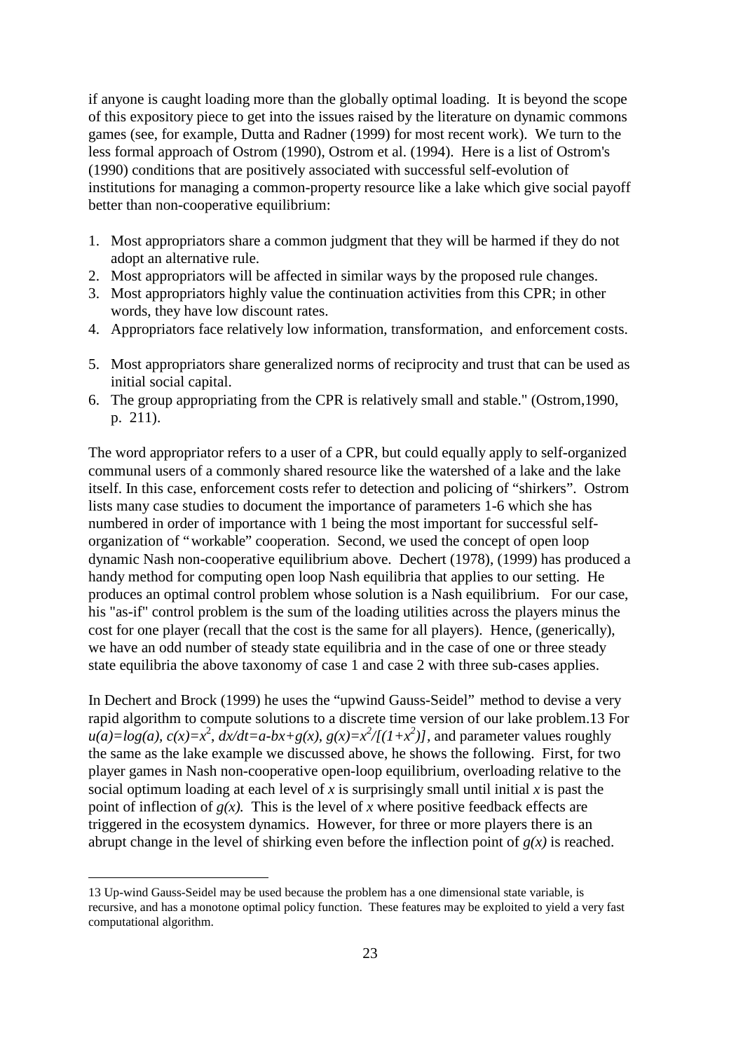if anyone is caught loading more than the globally optimal loading. It is beyond the scope of this expository piece to get into the issues raised by the literature on dynamic commons games (see, for example, Dutta and Radner (1999) for most recent work). We turn to the less formal approach of Ostrom (1990), Ostrom et al. (1994). Here is a list of Ostrom's (1990) conditions that are positively associated with successful self-evolution of institutions for managing a common-property resource like a lake which give social payoff better than non-cooperative equilibrium:

1. Most appropriators share a common judgment that they will be harmed if they do not adopt an alternative rule.
2. Most appropriators will be affected in similar ways by the proposed rule changes.
3. Most appropriators highly value the continuation activities from this CPR; in other words, they have low discount rates.
4. Appropriators face relatively low information, transformation, and enforcement costs.
5. Most appropriators share generalized norms of reciprocity and trust that can be used as initial social capital.
6. The group appropriating from the CPR is relatively small and stable." (Ostrom,1990, p. 211).

The word appropriator refers to a user of a CPR, but could equally apply to self-organized communal users of a commonly shared resource like the watershed of a lake and the lake itself. In this case, enforcement costs refer to detection and policing of "shirkers". Ostrom lists many case studies to document the importance of parameters 1-6 which she has numbered in order of importance with 1 being the most important for successful self-organization of "workable" cooperation. Second, we used the concept of open loop dynamic Nash non-cooperative equilibrium above. Dechert (1978), (1999) has produced a handy method for computing open loop Nash equilibria that applies to our setting. He produces an optimal control problem whose solution is a Nash equilibrium. For our case, his "as-if" control problem is the sum of the loading utilities across the players minus the cost for one player (recall that the cost is the same for all players). Hence, (generically), we have an odd number of steady state equilibria and in the case of one or three steady state equilibria the above taxonomy of case 1 and case 2 with three sub-cases applies.

In Dechert and Brock (1999) he uses the "upwind Gauss-Seidel" method to devise a very rapid algorithm to compute solutions to a discrete time version of our lake problem.13 For $u(a)=log(a)$, $c(x)=x^2$, $dx/dt=a-bx+g(x)$, $g(x)=x^2/[(1+x^2)]$, and parameter values roughly the same as the lake example we discussed above, he shows the following. First, for two player games in Nash non-cooperative open-loop equilibrium, overloading relative to the social optimum loading at each level of *x* is surprisingly small until initial *x* is past the point of inflection of $g(x)$. This is the level of *x* where positive feedback effects are triggered in the ecosystem dynamics. However, for three or more players there is an abrupt change in the level of shirking even before the inflection point of $g(x)$ is reached.

13 Up-wind Gauss-Seidel may be used because the problem has a one dimensional state variable, is recursive, and has a monotone optimal policy function. These features may be exploited to yield a very fast computational algorithm.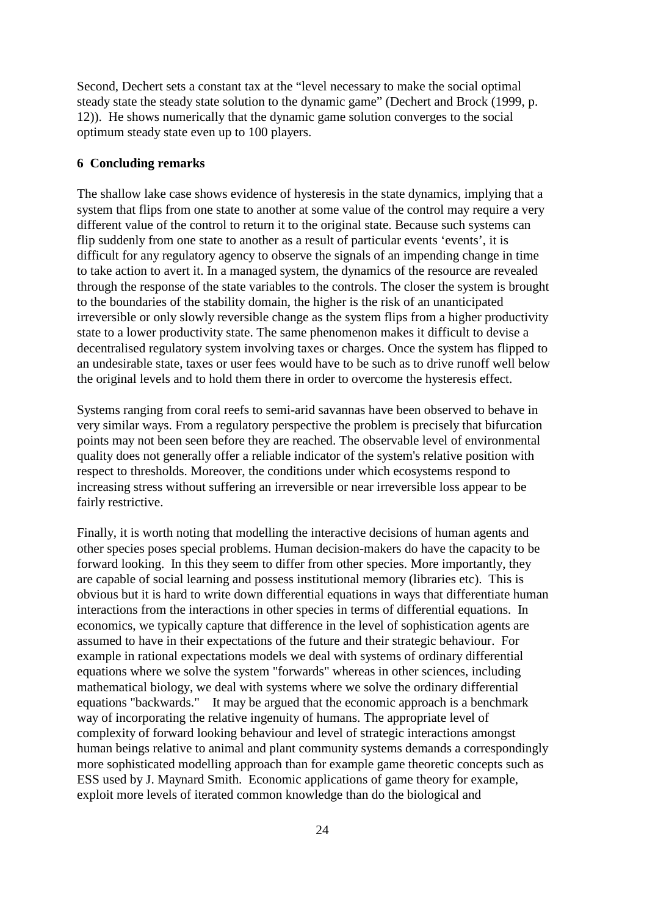Second, Dechert sets a constant tax at the "level necessary to make the social optimal steady state the steady state solution to the dynamic game" (Dechert and Brock (1999, p. 12)). He shows numerically that the dynamic game solution converges to the social optimum steady state even up to 100 players.

## 6 Concluding remarks

The shallow lake case shows evidence of hysteresis in the state dynamics, implying that a system that flips from one state to another at some value of the control may require a very different value of the control to return it to the original state. Because such systems can flip suddenly from one state to another as a result of particular events 'events', it is difficult for any regulatory agency to observe the signals of an impending change in time to take action to avert it. In a managed system, the dynamics of the resource are revealed through the response of the state variables to the controls. The closer the system is brought to the boundaries of the stability domain, the higher is the risk of an unanticipated irreversible or only slowly reversible change as the system flips from a higher productivity state to a lower productivity state. The same phenomenon makes it difficult to devise a decentralised regulatory system involving taxes or charges. Once the system has flipped to an undesirable state, taxes or user fees would have to be such as to drive runoff well below the original levels and to hold them there in order to overcome the hysteresis effect.

Systems ranging from coral reefs to semi-arid savannas have been observed to behave in very similar ways. From a regulatory perspective the problem is precisely that bifurcation points may not been seen before they are reached. The observable level of environmental quality does not generally offer a reliable indicator of the system's relative position with respect to thresholds. Moreover, the conditions under which ecosystems respond to increasing stress without suffering an irreversible or near irreversible loss appear to be fairly restrictive.

Finally, it is worth noting that modelling the interactive decisions of human agents and other species poses special problems. Human decision-makers do have the capacity to be forward looking. In this they seem to differ from other species. More importantly, they are capable of social learning and possess institutional memory (libraries etc). This is obvious but it is hard to write down differential equations in ways that differentiate human interactions from the interactions in other species in terms of differential equations. In economics, we typically capture that difference in the level of sophistication agents are assumed to have in their expectations of the future and their strategic behaviour. For example in rational expectations models we deal with systems of ordinary differential equations where we solve the system "forwards" whereas in other sciences, including mathematical biology, we deal with systems where we solve the ordinary differential equations "backwards." It may be argued that the economic approach is a benchmark way of incorporating the relative ingenuity of humans. The appropriate level of complexity of forward looking behaviour and level of strategic interactions amongst human beings relative to animal and plant community systems demands a correspondingly more sophisticated modelling approach than for example game theoretic concepts such as ESS used by J. Maynard Smith. Economic applications of game theory for example, exploit more levels of iterated common knowledge than do the biological and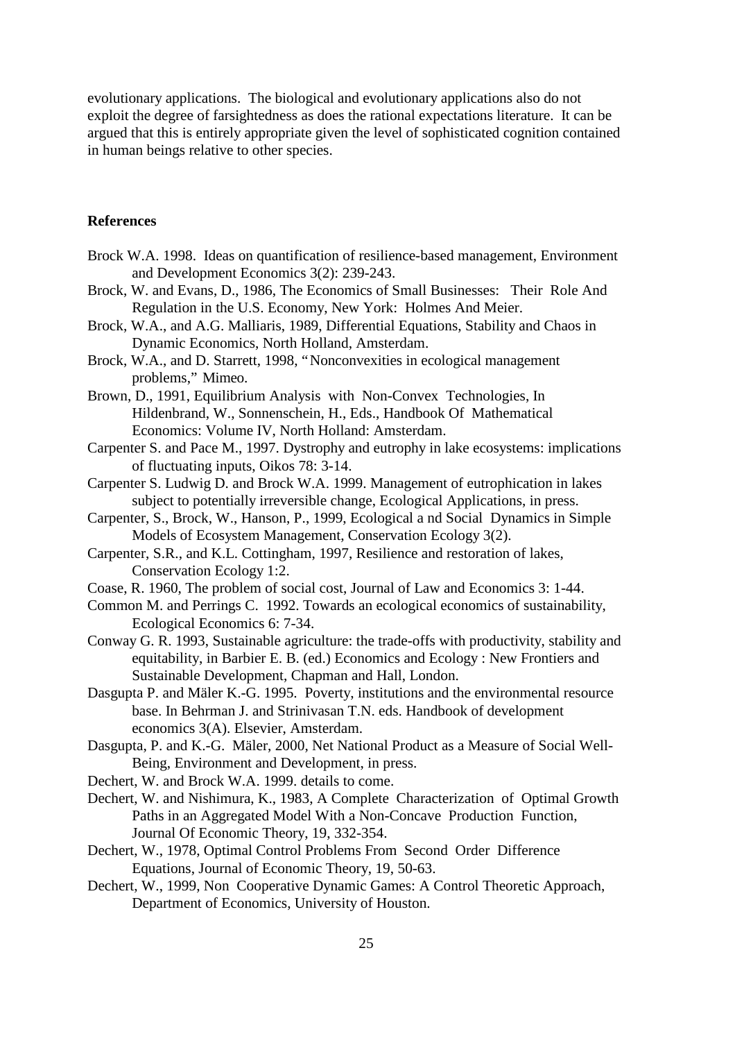evolutionary applications. The biological and evolutionary applications also do not exploit the degree of farsightedness as does the rational expectations literature. It can be argued that this is entirely appropriate given the level of sophisticated cognition contained in human beings relative to other species.

## References

Brock W.A. 1998. Ideas on quantification of resilience-based management, Environment and Development Economics 3(2): 239-243.

Brock, W. and Evans, D., 1986, The Economics of Small Businesses: Their Role And Regulation in the U.S. Economy, New York: Holmes And Meier.

Brock, W.A., and A.G. Malliaris, 1989, Differential Equations, Stability and Chaos in Dynamic Economics, North Holland, Amsterdam.

Brock, W.A., and D. Starrett, 1998, "Nonconvexities in ecological management problems," Mimeo.

Brown, D., 1991, Equilibrium Analysis with Non-Convex Technologies, In Hildenbrand, W., Sonnenschein, H., Eds., Handbook Of Mathematical Economics: Volume IV, North Holland: Amsterdam.

Carpenter S. and Pace M., 1997. Dystrophy and eutrophy in lake ecosystems: implications of fluctuating inputs, Oikos 78: 3-14.

Carpenter S. Ludwig D. and Brock W.A. 1999. Management of eutrophication in lakes subject to potentially irreversible change, Ecological Applications, in press.

Carpenter, S., Brock, W., Hanson, P., 1999, Ecological a nd Social Dynamics in Simple Models of Ecosystem Management, Conservation Ecology 3(2).

Carpenter, S.R., and K.L. Cottingham, 1997, Resilience and restoration of lakes, Conservation Ecology 1:2.

Coase, R. 1960, The problem of social cost, Journal of Law and Economics 3: 1-44.

Common M. and Perrings C. 1992. Towards an ecological economics of sustainability, Ecological Economics 6: 7-34.

Conway G. R. 1993, Sustainable agriculture: the trade-offs with productivity, stability and equitability, in Barbier E. B. (ed.) Economics and Ecology : New Frontiers and Sustainable Development, Chapman and Hall, London.

Dasgupta P. and Mäler K.-G. 1995. Poverty, institutions and the environmental resource base. In Behrman J. and Strinivasan T.N. eds. Handbook of development economics 3(A). Elsevier, Amsterdam.

Dasgupta, P. and K.-G. Mäler, 2000, Net National Product as a Measure of Social Well-Being, Environment and Development, in press.

Dechert, W. and Brock W.A. 1999. details to come.

Dechert, W. and Nishimura, K., 1983, A Complete Characterization of Optimal Growth Paths in an Aggregated Model With a Non-Concave Production Function, Journal Of Economic Theory, 19, 332-354.

Dechert, W., 1978, Optimal Control Problems From Second Order Difference Equations, Journal of Economic Theory, 19, 50-63.

Dechert, W., 1999, Non Cooperative Dynamic Games: A Control Theoretic Approach, Department of Economics, University of Houston.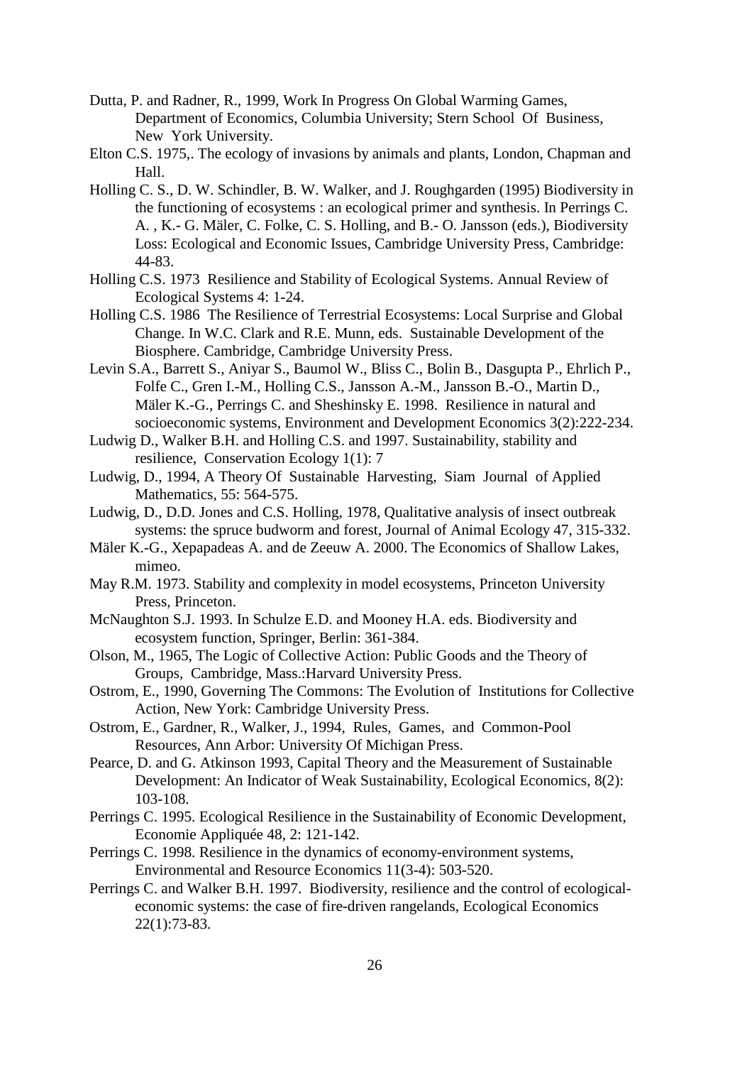Dutta, P. and Radner, R., 1999, Work In Progress On Global Warming Games, Department of Economics, Columbia University; Stern School Of Business, New York University.

Elton C.S. 1975,. The ecology of invasions by animals and plants, London, Chapman and Hall.

Holling C. S., D. W. Schindler, B. W. Walker, and J. Roughgarden (1995) Biodiversity in the functioning of ecosystems : an ecological primer and synthesis. In Perrings C. A. , K.- G. Mäler, C. Folke, C. S. Holling, and B.- O. Jansson (eds.), Biodiversity Loss: Ecological and Economic Issues, Cambridge University Press, Cambridge: 44-83.

Holling C.S. 1973 Resilience and Stability of Ecological Systems. Annual Review of Ecological Systems 4: 1-24.

Holling C.S. 1986 The Resilience of Terrestrial Ecosystems: Local Surprise and Global Change. In W.C. Clark and R.E. Munn, eds. Sustainable Development of the Biosphere. Cambridge, Cambridge University Press.

Levin S.A., Barrett S., Aniyar S., Baumol W., Bliss C., Bolin B., Dasgupta P., Ehrlich P., Folfe C., Gren I.-M., Holling C.S., Jansson A.-M., Jansson B.-O., Martin D., Mäler K.-G., Perrings C. and Sheshinsky E. 1998. Resilience in natural and socioeconomic systems, Environment and Development Economics 3(2):222-234.

Ludwig D., Walker B.H. and Holling C.S. and 1997. Sustainability, stability and resilience, Conservation Ecology 1(1): 7

Ludwig, D., 1994, A Theory Of Sustainable Harvesting, Siam Journal of Applied Mathematics, 55: 564-575.

Ludwig, D., D.D. Jones and C.S. Holling, 1978, Qualitative analysis of insect outbreak systems: the spruce budworm and forest, Journal of Animal Ecology 47, 315-332.

Mäler K.-G., Xepapadeas A. and de Zeeuw A. 2000. The Economics of Shallow Lakes, mimeo.

May R.M. 1973. Stability and complexity in model ecosystems, Princeton University Press, Princeton.

McNaughton S.J. 1993. In Schulze E.D. and Mooney H.A. eds. Biodiversity and ecosystem function, Springer, Berlin: 361-384.

Olson, M., 1965, The Logic of Collective Action: Public Goods and the Theory of Groups, Cambridge, Mass.:Harvard University Press.

Ostrom, E., 1990, Governing The Commons: The Evolution of Institutions for Collective Action, New York: Cambridge University Press.

Ostrom, E., Gardner, R., Walker, J., 1994, Rules, Games, and Common-Pool Resources, Ann Arbor: University Of Michigan Press.

Pearce, D. and G. Atkinson 1993, Capital Theory and the Measurement of Sustainable Development: An Indicator of Weak Sustainability, Ecological Economics, 8(2): 103-108.

Perrings C. 1995. Ecological Resilience in the Sustainability of Economic Development, Economie Appliquée 48, 2: 121-142.

Perrings C. 1998. Resilience in the dynamics of economy-environment systems, Environmental and Resource Economics 11(3-4): 503-520.

Perrings C. and Walker B.H. 1997. Biodiversity, resilience and the control of ecological-economic systems: the case of fire-driven rangelands, Ecological Economics 22(1):73-83.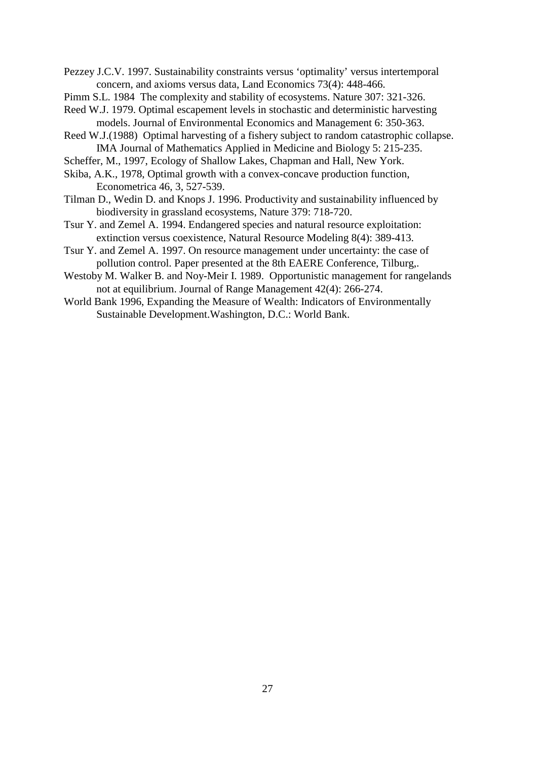Pezzey J.C.V. 1997. Sustainability constraints versus 'optimality' versus intertemporal concern, and axioms versus data, Land Economics 73(4): 448-466.

Pimm S.L. 1984 The complexity and stability of ecosystems. Nature 307: 321-326.

Reed W.J. 1979. Optimal escapement levels in stochastic and deterministic harvesting models. Journal of Environmental Economics and Management 6: 350-363.

Reed W.J.(1988) Optimal harvesting of a fishery subject to random catastrophic collapse. IMA Journal of Mathematics Applied in Medicine and Biology 5: 215-235.

Scheffer, M., 1997, Ecology of Shallow Lakes, Chapman and Hall, New York.

Skiba, A.K., 1978, Optimal growth with a convex-concave production function, Econometrica 46, 3, 527-539.

Tilman D., Wedin D. and Knops J. 1996. Productivity and sustainability influenced by biodiversity in grassland ecosystems, Nature 379: 718-720.

Tsur Y. and Zemel A. 1994. Endangered species and natural resource exploitation: extinction versus coexistence, Natural Resource Modeling 8(4): 389-413.

Tsur Y. and Zemel A. 1997. On resource management under uncertainty: the case of pollution control. Paper presented at the 8th EAERE Conference, Tilburg,.

Westoby M. Walker B. and Noy-Meir I. 1989. Opportunistic management for rangelands not at equilibrium. Journal of Range Management 42(4): 266-274.

World Bank 1996, Expanding the Measure of Wealth: Indicators of Environmentally Sustainable Development.Washington, D.C.: World Bank.